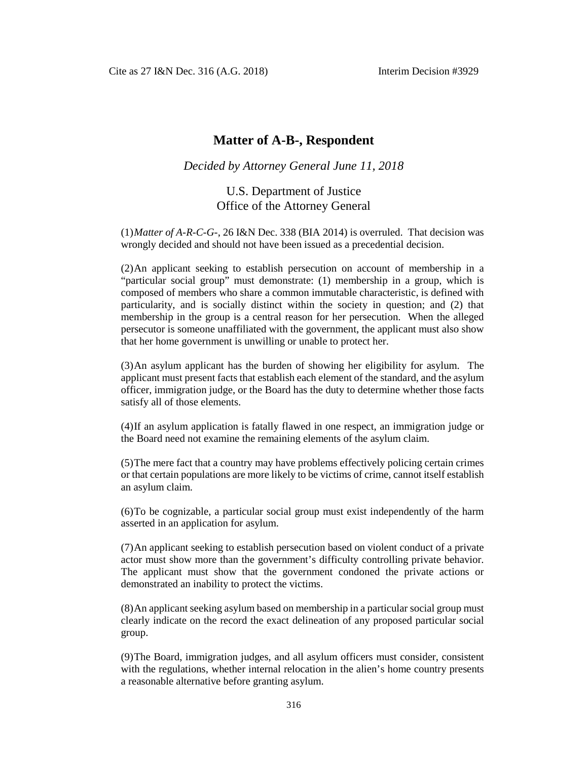# Matter of A-B-, Respondent

*Decided by Attorney General June 11, 2018*

U.S. Department of Justice
Office of the Attorney General

(1) *Matter of A-R-C-G-*, 26 I&N Dec. 338 (BIA 2014) is overruled. That decision was wrongly decided and should not have been issued as a precedential decision.

(2) An applicant seeking to establish persecution on account of membership in a "particular social group" must demonstrate: (1) membership in a group, which is composed of members who share a common immutable characteristic, is defined with particularity, and is socially distinct within the society in question; and (2) that membership in the group is a central reason for her persecution. When the alleged persecutor is someone unaffiliated with the government, the applicant must also show that her home government is unwilling or unable to protect her.

(3) An asylum applicant has the burden of showing her eligibility for asylum. The applicant must present facts that establish each element of the standard, and the asylum officer, immigration judge, or the Board has the duty to determine whether those facts satisfy all of those elements.

(4) If an asylum application is fatally flawed in one respect, an immigration judge or the Board need not examine the remaining elements of the asylum claim.

(5) The mere fact that a country may have problems effectively policing certain crimes or that certain populations are more likely to be victims of crime, cannot itself establish an asylum claim.

(6) To be cognizable, a particular social group must exist independently of the harm asserted in an application for asylum.

(7) An applicant seeking to establish persecution based on violent conduct of a private actor must show more than the government's difficulty controlling private behavior. The applicant must show that the government condoned the private actions or demonstrated an inability to protect the victims.

(8) An applicant seeking asylum based on membership in a particular social group must clearly indicate on the record the exact delineation of any proposed particular social group.

(9) The Board, immigration judges, and all asylum officers must consider, consistent with the regulations, whether internal relocation in the alien's home country presents a reasonable alternative before granting asylum.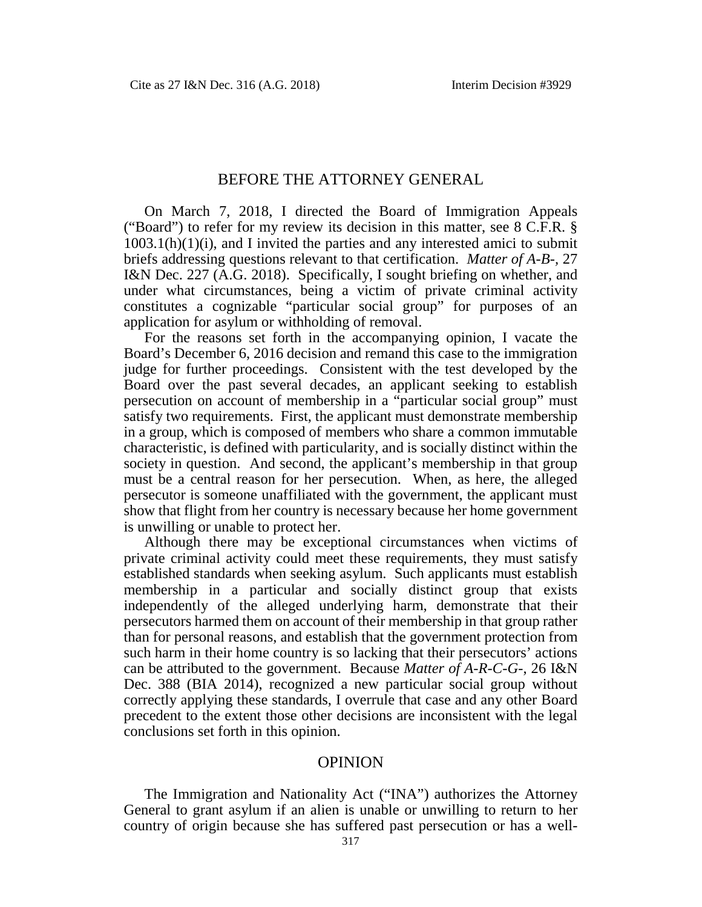## BEFORE THE ATTORNEY GENERAL

On March 7, 2018, I directed the Board of Immigration Appeals ("Board") to refer for my review its decision in this matter, see 8 C.F.R. § 1003.1(h)(1)(i), and I invited the parties and any interested amici to submit briefs addressing questions relevant to that certification. *Matter of A-B-*, 27 I&N Dec. 227 (A.G. 2018). Specifically, I sought briefing on whether, and under what circumstances, being a victim of private criminal activity constitutes a cognizable "particular social group" for purposes of an application for asylum or withholding of removal.

For the reasons set forth in the accompanying opinion, I vacate the Board's December 6, 2016 decision and remand this case to the immigration judge for further proceedings. Consistent with the test developed by the Board over the past several decades, an applicant seeking to establish persecution on account of membership in a "particular social group" must satisfy two requirements. First, the applicant must demonstrate membership in a group, which is composed of members who share a common immutable characteristic, is defined with particularity, and is socially distinct within the society in question. And second, the applicant's membership in that group must be a central reason for her persecution. When, as here, the alleged persecutor is someone unaffiliated with the government, the applicant must show that flight from her country is necessary because her home government is unwilling or unable to protect her.

Although there may be exceptional circumstances when victims of private criminal activity could meet these requirements, they must satisfy established standards when seeking asylum. Such applicants must establish membership in a particular and socially distinct group that exists independently of the alleged underlying harm, demonstrate that their persecutors harmed them on account of their membership in that group rather than for personal reasons, and establish that the government protection from such harm in their home country is so lacking that their persecutors' actions can be attributed to the government. Because *Matter of A-R-C-G-*, 26 I&N Dec. 388 (BIA 2014), recognized a new particular social group without correctly applying these standards, I overrule that case and any other Board precedent to the extent those other decisions are inconsistent with the legal conclusions set forth in this opinion.

## OPINION

The Immigration and Nationality Act ("INA") authorizes the Attorney General to grant asylum if an alien is unable or unwilling to return to her country of origin because she has suffered past persecution or has a well-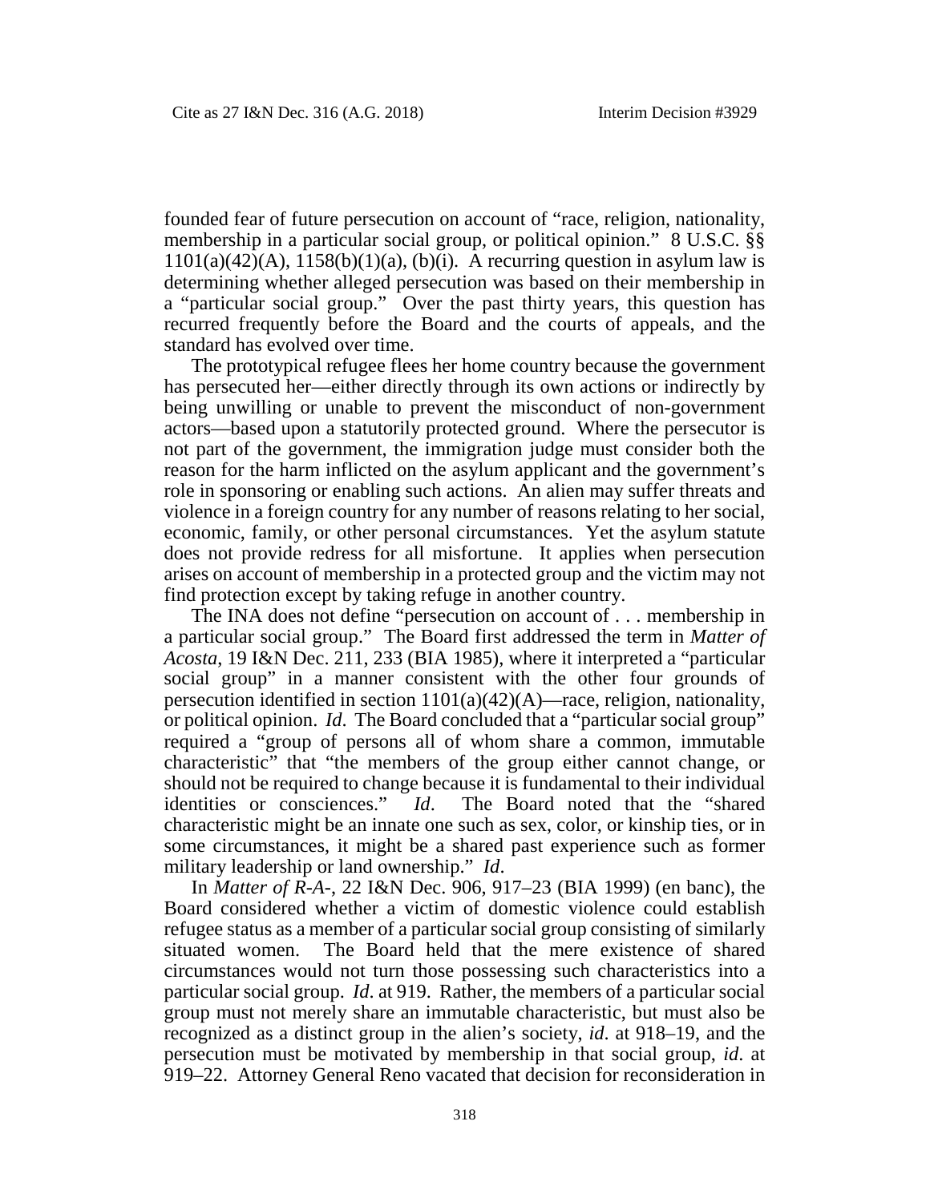founded fear of future persecution on account of "race, religion, nationality, membership in a particular social group, or political opinion." 8 U.S.C. §§ 1101(a)(42)(A), 1158(b)(1)(a), (b)(i). A recurring question in asylum law is determining whether alleged persecution was based on their membership in a "particular social group." Over the past thirty years, this question has recurred frequently before the Board and the courts of appeals, and the standard has evolved over time.

The prototypical refugee flees her home country because the government has persecuted her—either directly through its own actions or indirectly by being unwilling or unable to prevent the misconduct of non-government actors—based upon a statutorily protected ground. Where the persecutor is not part of the government, the immigration judge must consider both the reason for the harm inflicted on the asylum applicant and the government's role in sponsoring or enabling such actions. An alien may suffer threats and violence in a foreign country for any number of reasons relating to her social, economic, family, or other personal circumstances. Yet the asylum statute does not provide redress for all misfortune. It applies when persecution arises on account of membership in a protected group and the victim may not find protection except by taking refuge in another country.

The INA does not define "persecution on account of . . . membership in a particular social group." The Board first addressed the term in *Matter of Acosta*, 19 I&N Dec. 211, 233 (BIA 1985), where it interpreted a "particular social group" in a manner consistent with the other four grounds of persecution identified in section 1101(a)(42)(A)—race, religion, nationality, or political opinion. *Id*. The Board concluded that a "particular social group" required a "group of persons all of whom share a common, immutable characteristic" that "the members of the group either cannot change, or should not be required to change because it is fundamental to their individual identities or consciences." *Id*. The Board noted that the "shared characteristic might be an innate one such as sex, color, or kinship ties, or in some circumstances, it might be a shared past experience such as former military leadership or land ownership." *Id*.

In *Matter of R-A-*, 22 I&N Dec. 906, 917–23 (BIA 1999) (en banc), the Board considered whether a victim of domestic violence could establish refugee status as a member of a particular social group consisting of similarly situated women. The Board held that the mere existence of shared circumstances would not turn those possessing such characteristics into a particular social group. *Id*. at 919. Rather, the members of a particular social group must not merely share an immutable characteristic, but must also be recognized as a distinct group in the alien's society, *id*. at 918–19, and the persecution must be motivated by membership in that social group, *id*. at 919–22. Attorney General Reno vacated that decision for reconsideration in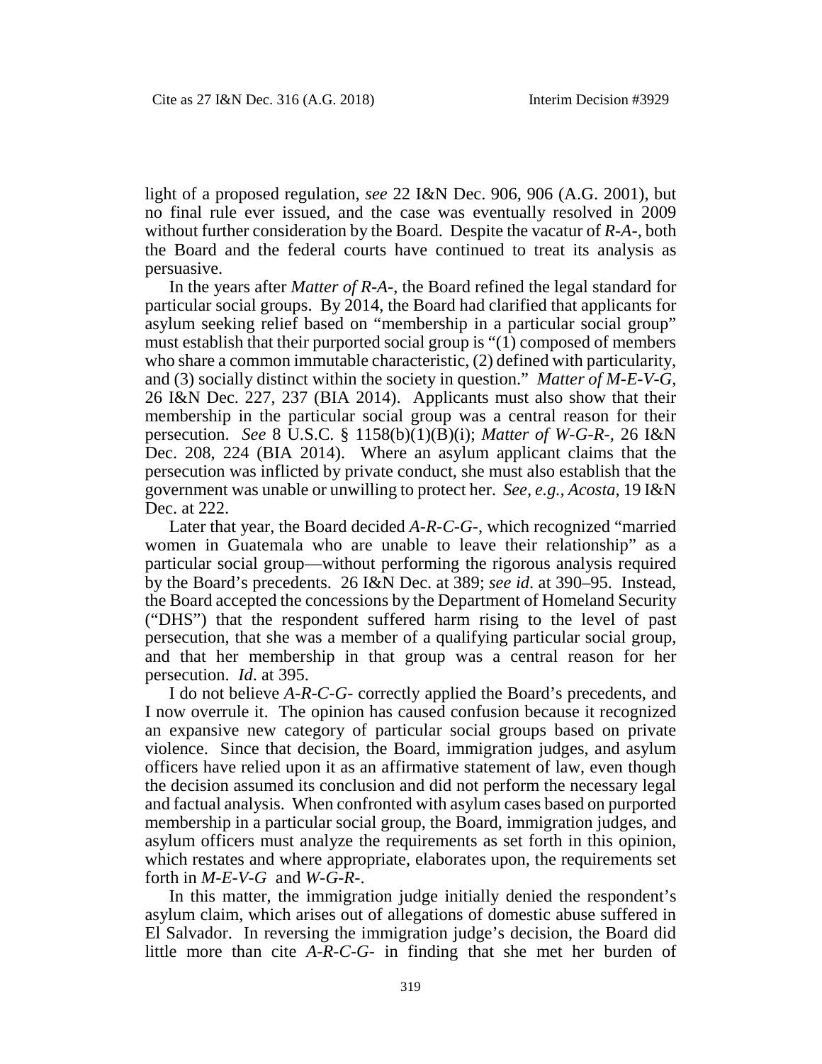light of a proposed regulation, *see* 22 I&N Dec. 906, 906 (A.G. 2001), but no final rule ever issued, and the case was eventually resolved in 2009 without further consideration by the Board. Despite the vacatur of *R-A-*, both the Board and the federal courts have continued to treat its analysis as persuasive.

In the years after *Matter of R-A-*, the Board refined the legal standard for particular social groups. By 2014, the Board had clarified that applicants for asylum seeking relief based on "membership in a particular social group" must establish that their purported social group is "(1) composed of members who share a common immutable characteristic, (2) defined with particularity, and (3) socially distinct within the society in question." *Matter of M-E-V-G*, 26 I&N Dec. 227, 237 (BIA 2014). Applicants must also show that their membership in the particular social group was a central reason for their persecution. *See* 8 U.S.C. § 1158(b)(1)(B)(i); *Matter of W-G-R-*, 26 I&N Dec. 208, 224 (BIA 2014). Where an asylum applicant claims that the persecution was inflicted by private conduct, she must also establish that the government was unable or unwilling to protect her. *See, e.g., Acosta*, 19 I&N Dec. at 222.

Later that year, the Board decided *A-R-C-G-*, which recognized "married women in Guatemala who are unable to leave their relationship" as a particular social group—without performing the rigorous analysis required by the Board's precedents. 26 I&N Dec. at 389; *see id*. at 390–95. Instead, the Board accepted the concessions by the Department of Homeland Security ("DHS") that the respondent suffered harm rising to the level of past persecution, that she was a member of a qualifying particular social group, and that her membership in that group was a central reason for her persecution. *Id*. at 395.

I do not believe *A-R-C-G-* correctly applied the Board's precedents, and I now overrule it. The opinion has caused confusion because it recognized an expansive new category of particular social groups based on private violence. Since that decision, the Board, immigration judges, and asylum officers have relied upon it as an affirmative statement of law, even though the decision assumed its conclusion and did not perform the necessary legal and factual analysis. When confronted with asylum cases based on purported membership in a particular social group, the Board, immigration judges, and asylum officers must analyze the requirements as set forth in this opinion, which restates and where appropriate, elaborates upon, the requirements set forth in *M-E-V-G* and *W-G-R-*.

In this matter, the immigration judge initially denied the respondent's asylum claim, which arises out of allegations of domestic abuse suffered in El Salvador. In reversing the immigration judge's decision, the Board did little more than cite *A-R-C-G-* in finding that she met her burden of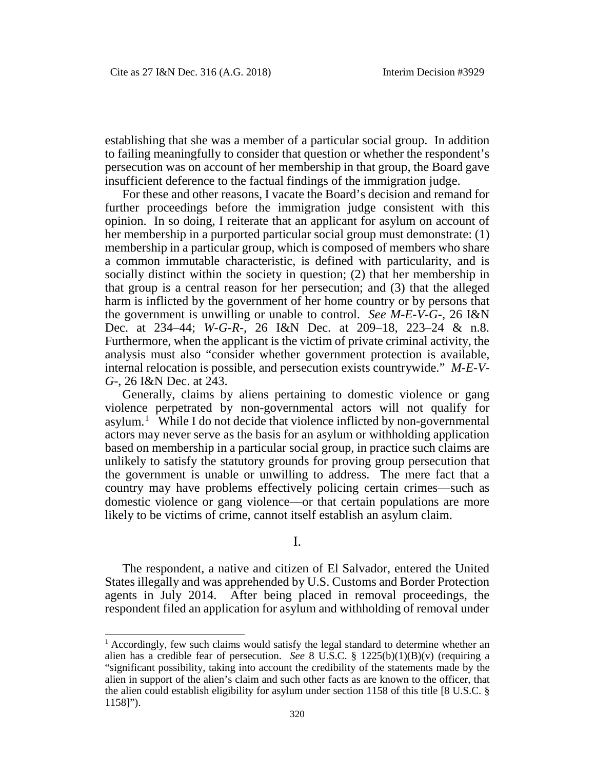establishing that she was a member of a particular social group. In addition to failing meaningfully to consider that question or whether the respondent's persecution was on account of her membership in that group, the Board gave insufficient deference to the factual findings of the immigration judge.

For these and other reasons, I vacate the Board's decision and remand for further proceedings before the immigration judge consistent with this opinion. In so doing, I reiterate that an applicant for asylum on account of her membership in a purported particular social group must demonstrate: (1) membership in a particular group, which is composed of members who share a common immutable characteristic, is defined with particularity, and is socially distinct within the society in question; (2) that her membership in that group is a central reason for her persecution; and (3) that the alleged harm is inflicted by the government of her home country or by persons that the government is unwilling or unable to control. *See M-E-V-G-*, 26 I&N Dec. at 234–44; *W-G-R-*, 26 I&N Dec. at 209–18, 223–24 & n.8. Furthermore, when the applicant is the victim of private criminal activity, the analysis must also "consider whether government protection is available, internal relocation is possible, and persecution exists countrywide." *M-E-V-G-*, 26 I&N Dec. at 243.

Generally, claims by aliens pertaining to domestic violence or gang violence perpetrated by non-governmental actors will not qualify for asylum.[1] While I do not decide that violence inflicted by non-governmental actors may never serve as the basis for an asylum or withholding application based on membership in a particular social group, in practice such claims are unlikely to satisfy the statutory grounds for proving group persecution that the government is unable or unwilling to address. The mere fact that a country may have problems effectively policing certain crimes—such as domestic violence or gang violence—or that certain populations are more likely to be victims of crime, cannot itself establish an asylum claim.

## I.

The respondent, a native and citizen of El Salvador, entered the United States illegally and was apprehended by U.S. Customs and Border Protection agents in July 2014. After being placed in removal proceedings, the respondent filed an application for asylum and withholding of removal under

[1] Accordingly, few such claims would satisfy the legal standard to determine whether an alien has a credible fear of persecution. *See* 8 U.S.C. § 1225(b)(1)(B)(v) (requiring a "significant possibility, taking into account the credibility of the statements made by the alien in support of the alien's claim and such other facts as are known to the officer, that the alien could establish eligibility for asylum under section 1158 of this title [8 U.S.C. § 1158]").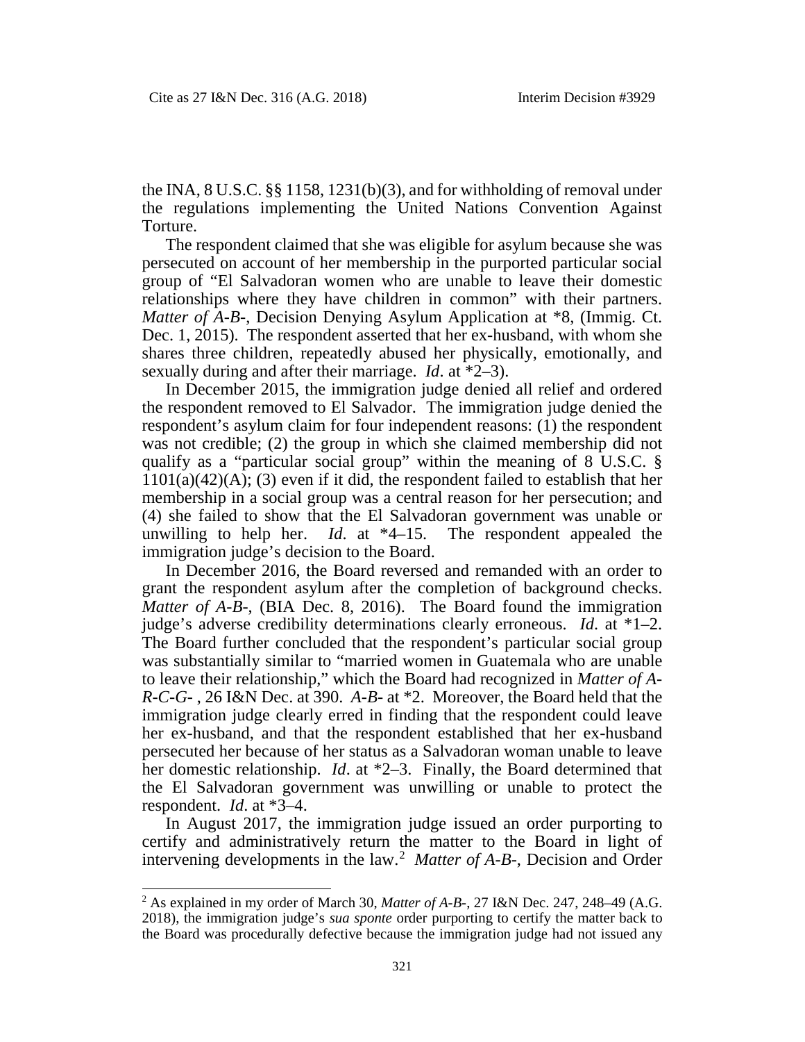the INA, 8 U.S.C. §§ 1158, 1231(b)(3), and for withholding of removal under the regulations implementing the United Nations Convention Against Torture.

The respondent claimed that she was eligible for asylum because she was persecuted on account of her membership in the purported particular social group of "El Salvadoran women who are unable to leave their domestic relationships where they have children in common" with their partners. *Matter of A-B-*, Decision Denying Asylum Application at \*8, (Immig. Ct. Dec. 1, 2015). The respondent asserted that her ex-husband, with whom she shares three children, repeatedly abused her physically, emotionally, and sexually during and after their marriage. *Id*. at \*2–3).

In December 2015, the immigration judge denied all relief and ordered the respondent removed to El Salvador. The immigration judge denied the respondent's asylum claim for four independent reasons: (1) the respondent was not credible; (2) the group in which she claimed membership did not qualify as a "particular social group" within the meaning of 8 U.S.C. § 1101(a)(42)(A); (3) even if it did, the respondent failed to establish that her membership in a social group was a central reason for her persecution; and (4) she failed to show that the El Salvadoran government was unable or unwilling to help her. *Id*. at \*4–15. The respondent appealed the immigration judge's decision to the Board.

In December 2016, the Board reversed and remanded with an order to grant the respondent asylum after the completion of background checks. *Matter of A-B-*, (BIA Dec. 8, 2016). The Board found the immigration judge's adverse credibility determinations clearly erroneous. *Id*. at \*1–2. The Board further concluded that the respondent's particular social group was substantially similar to "married women in Guatemala who are unable to leave their relationship," which the Board had recognized in *Matter of A-R-C-G-* , 26 I&N Dec. at 390. *A-B-* at \*2. Moreover, the Board held that the immigration judge clearly erred in finding that the respondent could leave her ex-husband, and that the respondent established that her ex-husband persecuted her because of her status as a Salvadoran woman unable to leave her domestic relationship. *Id*. at \*2–3. Finally, the Board determined that the El Salvadoran government was unwilling or unable to protect the respondent. *Id*. at \*3–4.

In August 2017, the immigration judge issued an order purporting to certify and administratively return the matter to the Board in light of intervening developments in the law.[2] *Matter of A-B-*, Decision and Order

---

[2] As explained in my order of March 30, *Matter of A-B-*, 27 I&N Dec. 247, 248–49 (A.G. 2018), the immigration judge's *sua sponte* order purporting to certify the matter back to the Board was procedurally defective because the immigration judge had not issued any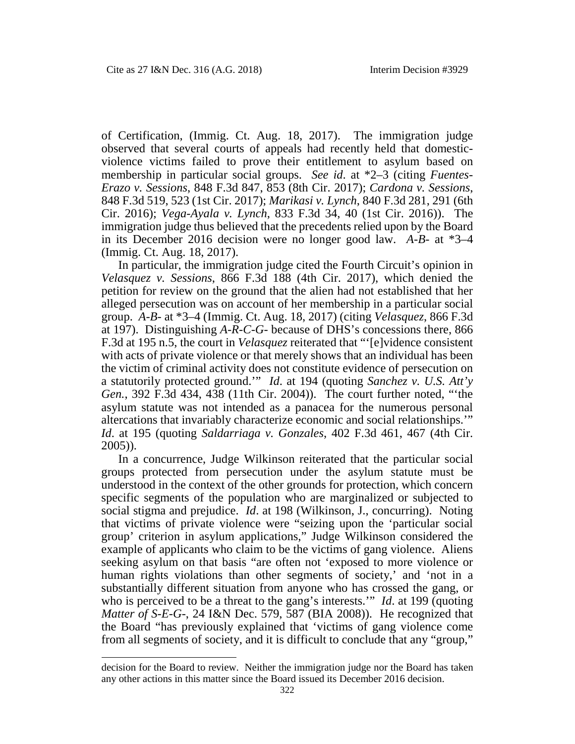of Certification, (Immig. Ct. Aug. 18, 2017). The immigration judge observed that several courts of appeals had recently held that domestic-violence victims failed to prove their entitlement to asylum based on membership in particular social groups. *See id*. at *2–3 (citing *Fuentes-Erazo v. Sessions*, 848 F.3d 847, 853 (8th Cir. 2017); *Cardona v. Sessions*, 848 F.3d 519, 523 (1st Cir. 2017); *Marikasi v. Lynch*, 840 F.3d 281, 291 (6th Cir. 2016); *Vega-Ayala v. Lynch*, 833 F.3d 34, 40 (1st Cir. 2016)). The immigration judge thus believed that the precedents relied upon by the Board in its December 2016 decision were no longer good law. *A-B-* at *3–4 (Immig. Ct. Aug. 18, 2017).

In particular, the immigration judge cited the Fourth Circuit's opinion in *Velasquez v. Sessions*, 866 F.3d 188 (4th Cir. 2017), which denied the petition for review on the ground that the alien had not established that her alleged persecution was on account of her membership in a particular social group. *A-B-* at *3–4 (Immig. Ct. Aug. 18, 2017) (citing *Velasquez*, 866 F.3d at 197). Distinguishing *A-R-C-G-* because of DHS's concessions there, 866 F.3d at 195 n.5, the court in *Velasquez* reiterated that "'[e]vidence consistent with acts of private violence or that merely shows that an individual has been the victim of criminal activity does not constitute evidence of persecution on a statutorily protected ground.'" *Id*. at 194 (quoting *Sanchez v. U.S. Att'y Gen.*, 392 F.3d 434, 438 (11th Cir. 2004)). The court further noted, "'the asylum statute was not intended as a panacea for the numerous personal altercations that invariably characterize economic and social relationships.'" *Id*. at 195 (quoting *Saldarriaga v. Gonzales*, 402 F.3d 461, 467 (4th Cir. 2005)).

In a concurrence, Judge Wilkinson reiterated that the particular social groups protected from persecution under the asylum statute must be understood in the context of the other grounds for protection, which concern specific segments of the population who are marginalized or subjected to social stigma and prejudice. *Id*. at 198 (Wilkinson, J., concurring). Noting that victims of private violence were "seizing upon the 'particular social group' criterion in asylum applications," Judge Wilkinson considered the example of applicants who claim to be the victims of gang violence. Aliens seeking asylum on that basis "are often not 'exposed to more violence or human rights violations than other segments of society,' and 'not in a substantially different situation from anyone who has crossed the gang, or who is perceived to be a threat to the gang's interests.'" *Id*. at 199 (quoting *Matter of S-E-G-*, 24 I&N Dec. 579, 587 (BIA 2008)). He recognized that the Board "has previously explained that 'victims of gang violence come from all segments of society, and it is difficult to conclude that any "group,"

decision for the Board to review. Neither the immigration judge nor the Board has taken any other actions in this matter since the Board issued its December 2016 decision.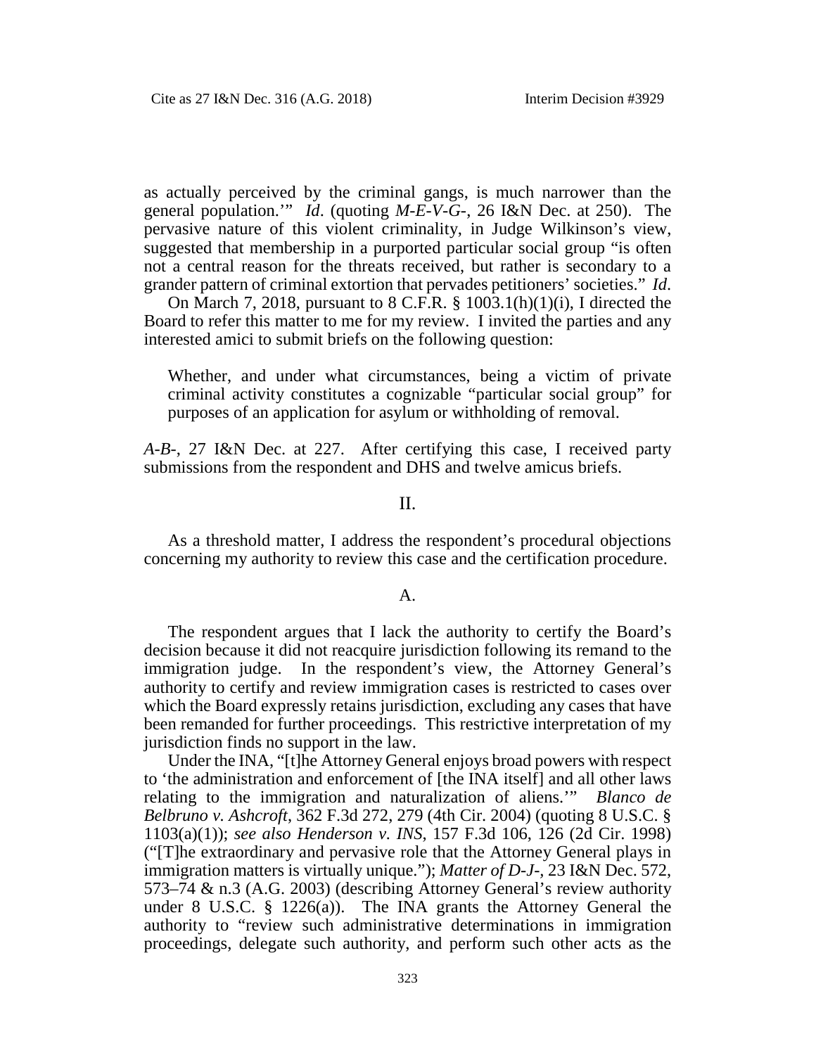as actually perceived by the criminal gangs, is much narrower than the general population.'" *Id*. (quoting *M-E-V-G-*, 26 I&N Dec. at 250). The pervasive nature of this violent criminality, in Judge Wilkinson's view, suggested that membership in a purported particular social group "is often not a central reason for the threats received, but rather is secondary to a grander pattern of criminal extortion that pervades petitioners' societies." *Id*.

On March 7, 2018, pursuant to 8 C.F.R. § 1003.1(h)(1)(i), I directed the Board to refer this matter to me for my review. I invited the parties and any interested amici to submit briefs on the following question:

> Whether, and under what circumstances, being a victim of private criminal activity constitutes a cognizable "particular social group" for purposes of an application for asylum or withholding of removal.

*A-B-*, 27 I&N Dec. at 227. After certifying this case, I received party submissions from the respondent and DHS and twelve amicus briefs.

## II.

As a threshold matter, I address the respondent's procedural objections concerning my authority to review this case and the certification procedure.

### A.

The respondent argues that I lack the authority to certify the Board's decision because it did not reacquire jurisdiction following its remand to the immigration judge. In the respondent's view, the Attorney General's authority to certify and review immigration cases is restricted to cases over which the Board expressly retains jurisdiction, excluding any cases that have been remanded for further proceedings. This restrictive interpretation of my jurisdiction finds no support in the law.

Under the INA, "[t]he Attorney General enjoys broad powers with respect to 'the administration and enforcement of [the INA itself] and all other laws relating to the immigration and naturalization of aliens.'" *Blanco de Belbruno v. Ashcroft*, 362 F.3d 272, 279 (4th Cir. 2004) (quoting 8 U.S.C. § 1103(a)(1)); *see also Henderson v. INS*, 157 F.3d 106, 126 (2d Cir. 1998) ("[T]he extraordinary and pervasive role that the Attorney General plays in immigration matters is virtually unique."); *Matter of D-J-*, 23 I&N Dec. 572, 573–74 & n.3 (A.G. 2003) (describing Attorney General's review authority under 8 U.S.C. § 1226(a)). The INA grants the Attorney General the authority to "review such administrative determinations in immigration proceedings, delegate such authority, and perform such other acts as the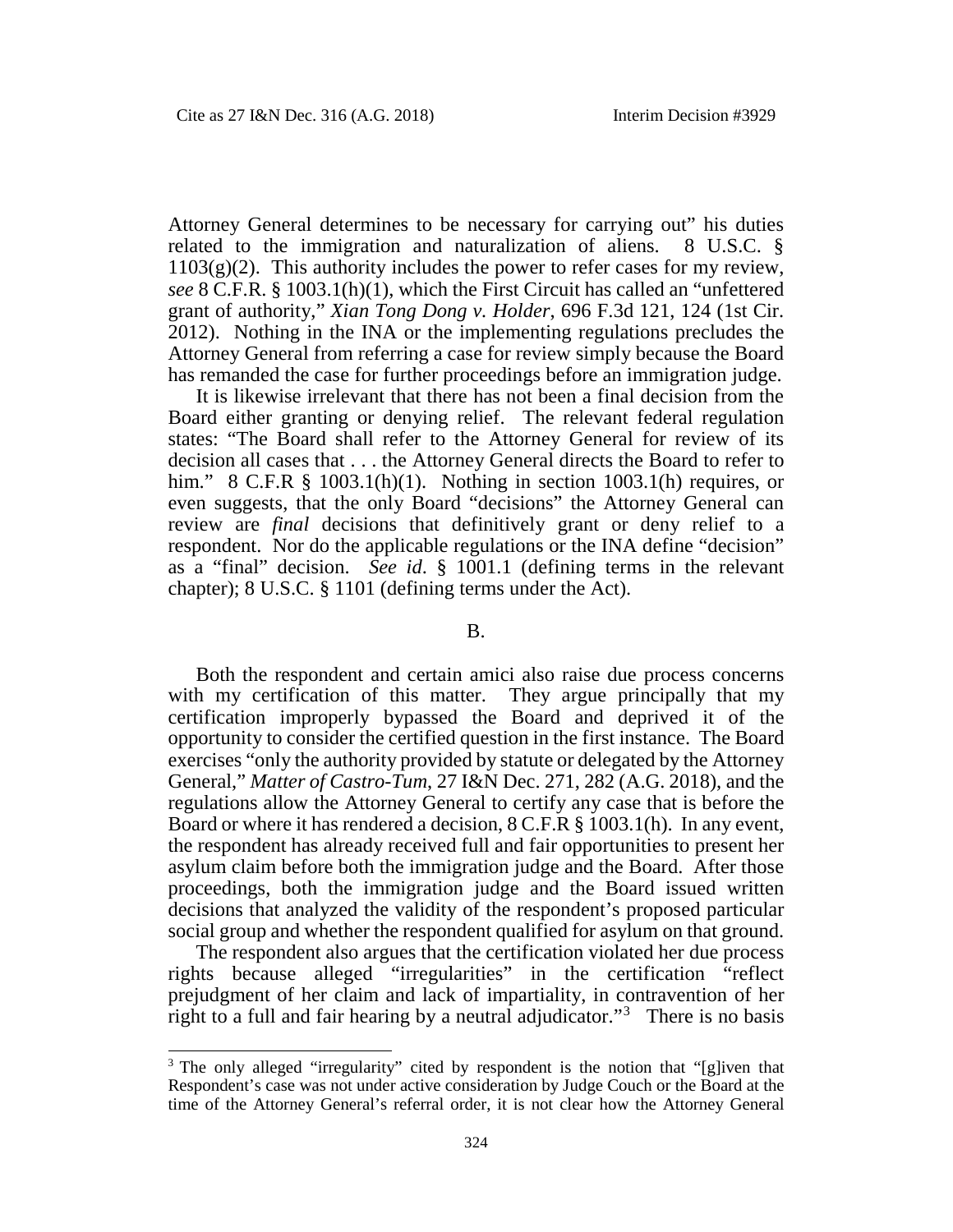Attorney General determines to be necessary for carrying out" his duties related to the immigration and naturalization of aliens. 8 U.S.C. § 1103(g)(2). This authority includes the power to refer cases for my review, *see* 8 C.F.R. § 1003.1(h)(1), which the First Circuit has called an "unfettered grant of authority," *Xian Tong Dong v. Holder*, 696 F.3d 121, 124 (1st Cir. 2012). Nothing in the INA or the implementing regulations precludes the Attorney General from referring a case for review simply because the Board has remanded the case for further proceedings before an immigration judge.

It is likewise irrelevant that there has not been a final decision from the Board either granting or denying relief. The relevant federal regulation states: "The Board shall refer to the Attorney General for review of its decision all cases that . . . the Attorney General directs the Board to refer to him." 8 C.F.R § 1003.1(h)(1). Nothing in section 1003.1(h) requires, or even suggests, that the only Board "decisions" the Attorney General can review are *final* decisions that definitively grant or deny relief to a respondent. Nor do the applicable regulations or the INA define "decision" as a "final" decision. *See id*. § 1001.1 (defining terms in the relevant chapter); 8 U.S.C. § 1101 (defining terms under the Act).

B.

Both the respondent and certain amici also raise due process concerns with my certification of this matter. They argue principally that my certification improperly bypassed the Board and deprived it of the opportunity to consider the certified question in the first instance. The Board exercises "only the authority provided by statute or delegated by the Attorney General," *Matter of Castro-Tum*, 27 I&N Dec. 271, 282 (A.G. 2018), and the regulations allow the Attorney General to certify any case that is before the Board or where it has rendered a decision, 8 C.F.R § 1003.1(h). In any event, the respondent has already received full and fair opportunities to present her asylum claim before both the immigration judge and the Board. After those proceedings, both the immigration judge and the Board issued written decisions that analyzed the validity of the respondent's proposed particular social group and whether the respondent qualified for asylum on that ground.

The respondent also argues that the certification violated her due process rights because alleged "irregularities" in the certification "reflect prejudgment of her claim and lack of impartiality, in contravention of her right to a full and fair hearing by a neutral adjudicator."[3] There is no basis

[3] The only alleged "irregularity" cited by respondent is the notion that "[g]iven that Respondent's case was not under active consideration by Judge Couch or the Board at the time of the Attorney General's referral order, it is not clear how the Attorney General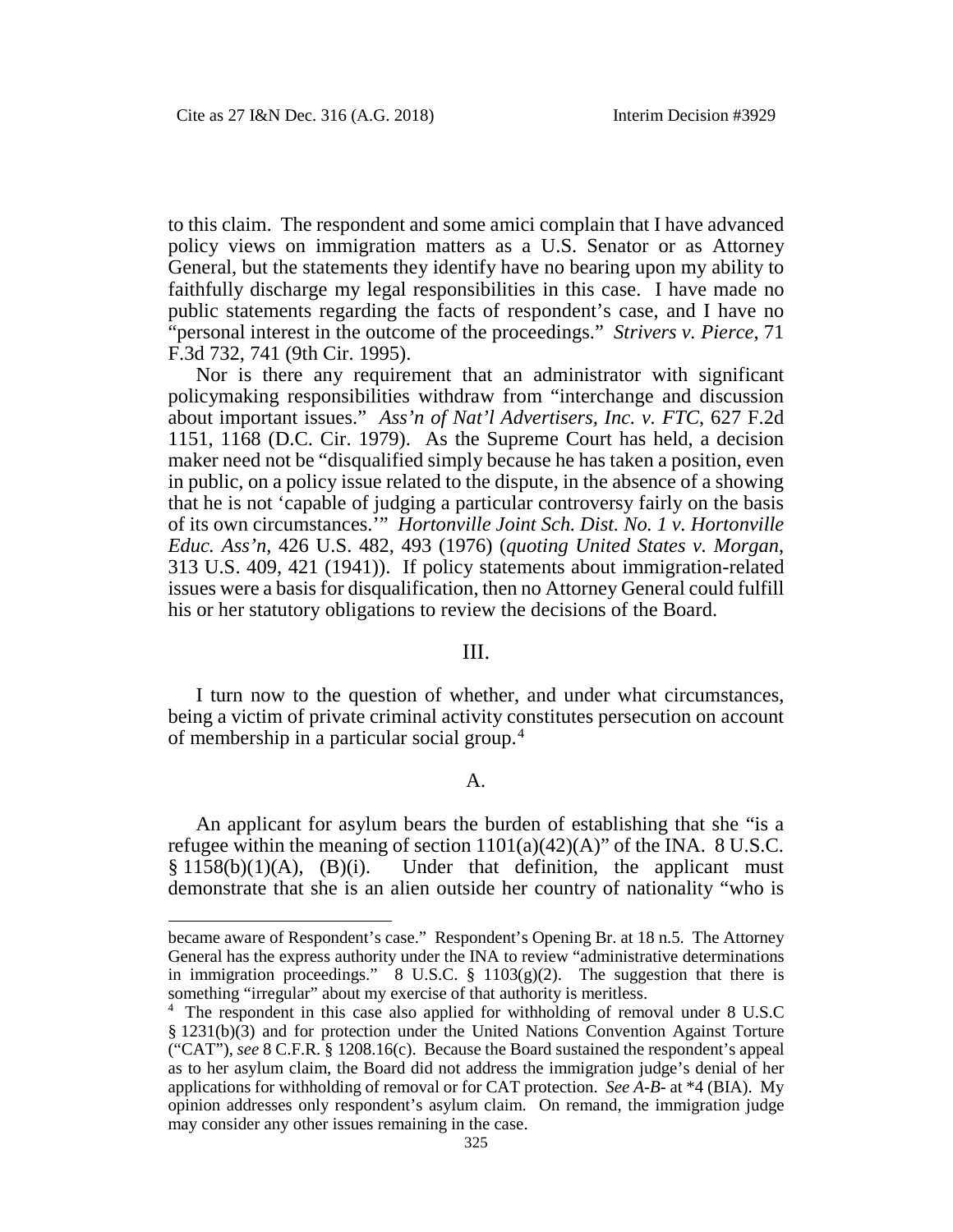to this claim. The respondent and some amici complain that I have advanced policy views on immigration matters as a U.S. Senator or as Attorney General, but the statements they identify have no bearing upon my ability to faithfully discharge my legal responsibilities in this case. I have made no public statements regarding the facts of respondent's case, and I have no "personal interest in the outcome of the proceedings." *Strivers v. Pierce*, 71 F.3d 732, 741 (9th Cir. 1995).

Nor is there any requirement that an administrator with significant policymaking responsibilities withdraw from "interchange and discussion about important issues." *Ass'n of Nat'l Advertisers, Inc. v. FTC*, 627 F.2d 1151, 1168 (D.C. Cir. 1979). As the Supreme Court has held, a decision maker need not be "disqualified simply because he has taken a position, even in public, on a policy issue related to the dispute, in the absence of a showing that he is not 'capable of judging a particular controversy fairly on the basis of its own circumstances.'" *Hortonville Joint Sch. Dist. No. 1 v. Hortonville Educ. Ass'n*, 426 U.S. 482, 493 (1976) (*quoting United States v. Morgan*, 313 U.S. 409, 421 (1941)). If policy statements about immigration-related issues were a basis for disqualification, then no Attorney General could fulfill his or her statutory obligations to review the decisions of the Board.

## III.

I turn now to the question of whether, and under what circumstances, being a victim of private criminal activity constitutes persecution on account of membership in a particular social group.[4]

### A.

An applicant for asylum bears the burden of establishing that she "is a refugee within the meaning of section 1101(a)(42)(A)" of the INA. 8 U.S.C. § 1158(b)(1)(A), (B)(i). Under that definition, the applicant must demonstrate that she is an alien outside her country of nationality "who is

---

became aware of Respondent's case." Respondent's Opening Br. at 18 n.5. The Attorney General has the express authority under the INA to review "administrative determinations in immigration proceedings." 8 U.S.C. § 1103(g)(2). The suggestion that there is something "irregular" about my exercise of that authority is meritless.

[4] The respondent in this case also applied for withholding of removal under 8 U.S.C § 1231(b)(3) and for protection under the United Nations Convention Against Torture ("CAT"), *see* 8 C.F.R. § 1208.16(c). Because the Board sustained the respondent's appeal as to her asylum claim, the Board did not address the immigration judge's denial of her applications for withholding of removal or for CAT protection. *See A-B-* at \*4 (BIA). My opinion addresses only respondent's asylum claim. On remand, the immigration judge may consider any other issues remaining in the case.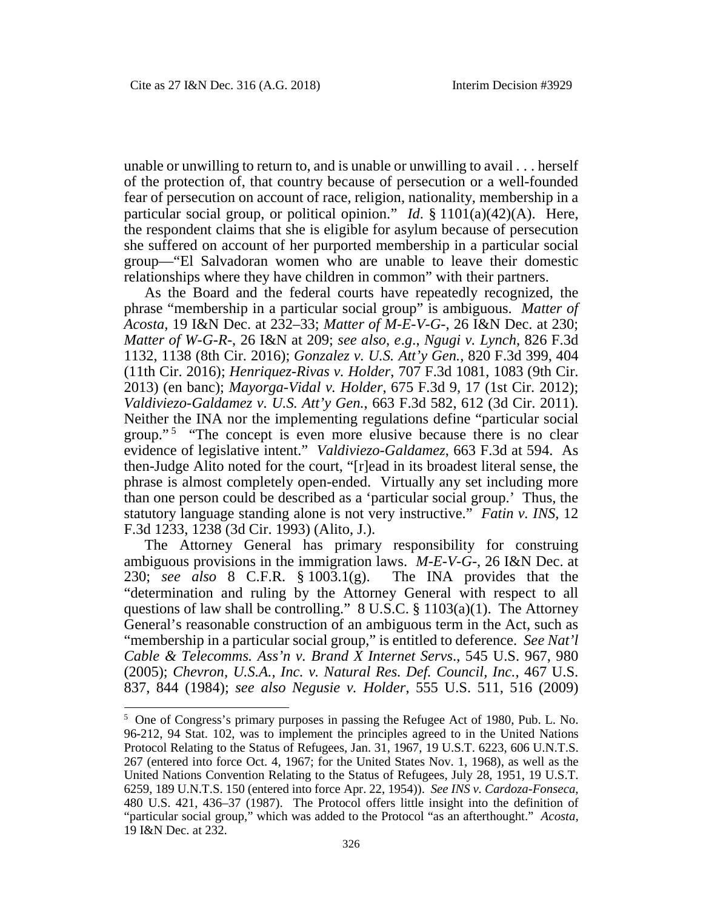unable or unwilling to return to, and is unable or unwilling to avail . . . herself of the protection of, that country because of persecution or a well-founded fear of persecution on account of race, religion, nationality, membership in a particular social group, or political opinion." *Id*. § 1101(a)(42)(A). Here, the respondent claims that she is eligible for asylum because of persecution she suffered on account of her purported membership in a particular social group—"El Salvadoran women who are unable to leave their domestic relationships where they have children in common" with their partners.

As the Board and the federal courts have repeatedly recognized, the phrase "membership in a particular social group" is ambiguous. *Matter of Acosta*, 19 I&N Dec. at 232–33; *Matter of M-E-V-G-*, 26 I&N Dec. at 230; *Matter of W-G-R-*, 26 I&N at 209; *see also*, *e.g*., *Ngugi v. Lynch*, 826 F.3d 1132, 1138 (8th Cir. 2016); *Gonzalez v. U.S. Att'y Gen.*, 820 F.3d 399, 404 (11th Cir. 2016); *Henriquez-Rivas v. Holder*, 707 F.3d 1081, 1083 (9th Cir. 2013) (en banc); *Mayorga-Vidal v. Holder*, 675 F.3d 9, 17 (1st Cir. 2012); *Valdiviezo-Galdamez v. U.S. Att'y Gen.*, 663 F.3d 582, 612 (3d Cir. 2011). Neither the INA nor the implementing regulations define "particular social group."[5] "The concept is even more elusive because there is no clear evidence of legislative intent." *Valdiviezo-Galdamez*, 663 F.3d at 594. As then-Judge Alito noted for the court, "[r]ead in its broadest literal sense, the phrase is almost completely open-ended. Virtually any set including more than one person could be described as a 'particular social group.' Thus, the statutory language standing alone is not very instructive." *Fatin v. INS*, 12 F.3d 1233, 1238 (3d Cir. 1993) (Alito, J.).

The Attorney General has primary responsibility for construing ambiguous provisions in the immigration laws. *M-E-V-G-*, 26 I&N Dec. at 230; *see also* 8 C.F.R. § 1003.1(g). The INA provides that the "determination and ruling by the Attorney General with respect to all questions of law shall be controlling." 8 U.S.C. § 1103(a)(1). The Attorney General's reasonable construction of an ambiguous term in the Act, such as "membership in a particular social group," is entitled to deference. *See Nat'l Cable & Telecomms. Ass'n v. Brand X Internet Servs*., 545 U.S. 967, 980 (2005); *Chevron, U.S.A., Inc. v. Natural Res. Def. Council, Inc.*, 467 U.S. 837, 844 (1984); *see also Negusie v. Holder*, 555 U.S. 511, 516 (2009)

[5] One of Congress's primary purposes in passing the Refugee Act of 1980, Pub. L. No. 96-212, 94 Stat. 102, was to implement the principles agreed to in the United Nations Protocol Relating to the Status of Refugees, Jan. 31, 1967, 19 U.S.T. 6223, 606 U.N.T.S. 267 (entered into force Oct. 4, 1967; for the United States Nov. 1, 1968), as well as the United Nations Convention Relating to the Status of Refugees, July 28, 1951, 19 U.S.T. 6259, 189 U.N.T.S. 150 (entered into force Apr. 22, 1954)). *See INS v. Cardoza-Fonseca*, 480 U.S. 421, 436–37 (1987). The Protocol offers little insight into the definition of "particular social group," which was added to the Protocol "as an afterthought." *Acosta*, 19 I&N Dec. at 232.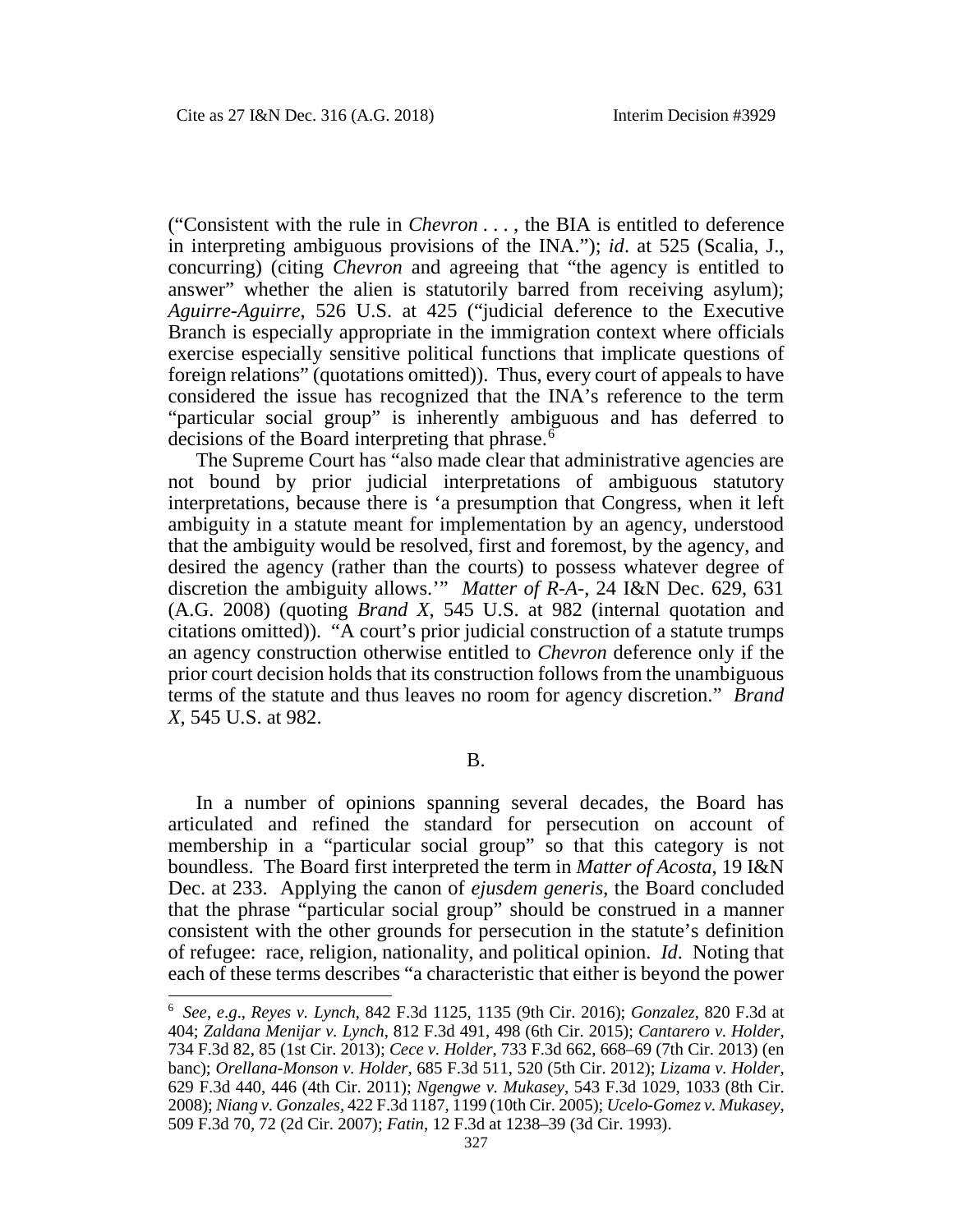("Consistent with the rule in *Chevron* . . . , the BIA is entitled to deference in interpreting ambiguous provisions of the INA."); *id*. at 525 (Scalia, J., concurring) (citing *Chevron* and agreeing that "the agency is entitled to answer" whether the alien is statutorily barred from receiving asylum); *Aguirre-Aguirre*, 526 U.S. at 425 ("judicial deference to the Executive Branch is especially appropriate in the immigration context where officials exercise especially sensitive political functions that implicate questions of foreign relations" (quotations omitted)). Thus, every court of appeals to have considered the issue has recognized that the INA's reference to the term "particular social group" is inherently ambiguous and has deferred to decisions of the Board interpreting that phrase.[6]

The Supreme Court has "also made clear that administrative agencies are not bound by prior judicial interpretations of ambiguous statutory interpretations, because there is 'a presumption that Congress, when it left ambiguity in a statute meant for implementation by an agency, understood that the ambiguity would be resolved, first and foremost, by the agency, and desired the agency (rather than the courts) to possess whatever degree of discretion the ambiguity allows.'" *Matter of R-A-*, 24 I&N Dec. 629, 631 (A.G. 2008) (quoting *Brand X*, 545 U.S. at 982 (internal quotation and citations omitted)). "A court's prior judicial construction of a statute trumps an agency construction otherwise entitled to *Chevron* deference only if the prior court decision holds that its construction follows from the unambiguous terms of the statute and thus leaves no room for agency discretion." *Brand X*, 545 U.S. at 982.

B.

In a number of opinions spanning several decades, the Board has articulated and refined the standard for persecution on account of membership in a "particular social group" so that this category is not boundless. The Board first interpreted the term in *Matter of Acosta*, 19 I&N Dec. at 233. Applying the canon of *ejusdem generis*, the Board concluded that the phrase "particular social group" should be construed in a manner consistent with the other grounds for persecution in the statute's definition of refugee: race, religion, nationality, and political opinion. *Id*. Noting that each of these terms describes "a characteristic that either is beyond the power

[6] *See*, *e.g*., *Reyes v. Lynch*, 842 F.3d 1125, 1135 (9th Cir. 2016); *Gonzalez*, 820 F.3d at 404; *Zaldana Menijar v. Lynch*, 812 F.3d 491, 498 (6th Cir. 2015); *Cantarero v. Holder*, 734 F.3d 82, 85 (1st Cir. 2013); *Cece v. Holder*, 733 F.3d 662, 668–69 (7th Cir. 2013) (en banc); *Orellana-Monson v. Holder*, 685 F.3d 511, 520 (5th Cir. 2012); *Lizama v. Holder*, 629 F.3d 440, 446 (4th Cir. 2011); *Ngengwe v. Mukasey*, 543 F.3d 1029, 1033 (8th Cir. 2008); *Niang v. Gonzales*, 422 F.3d 1187, 1199 (10th Cir. 2005); *Ucelo-Gomez v. Mukasey*, 509 F.3d 70, 72 (2d Cir. 2007); *Fatin*, 12 F.3d at 1238–39 (3d Cir. 1993).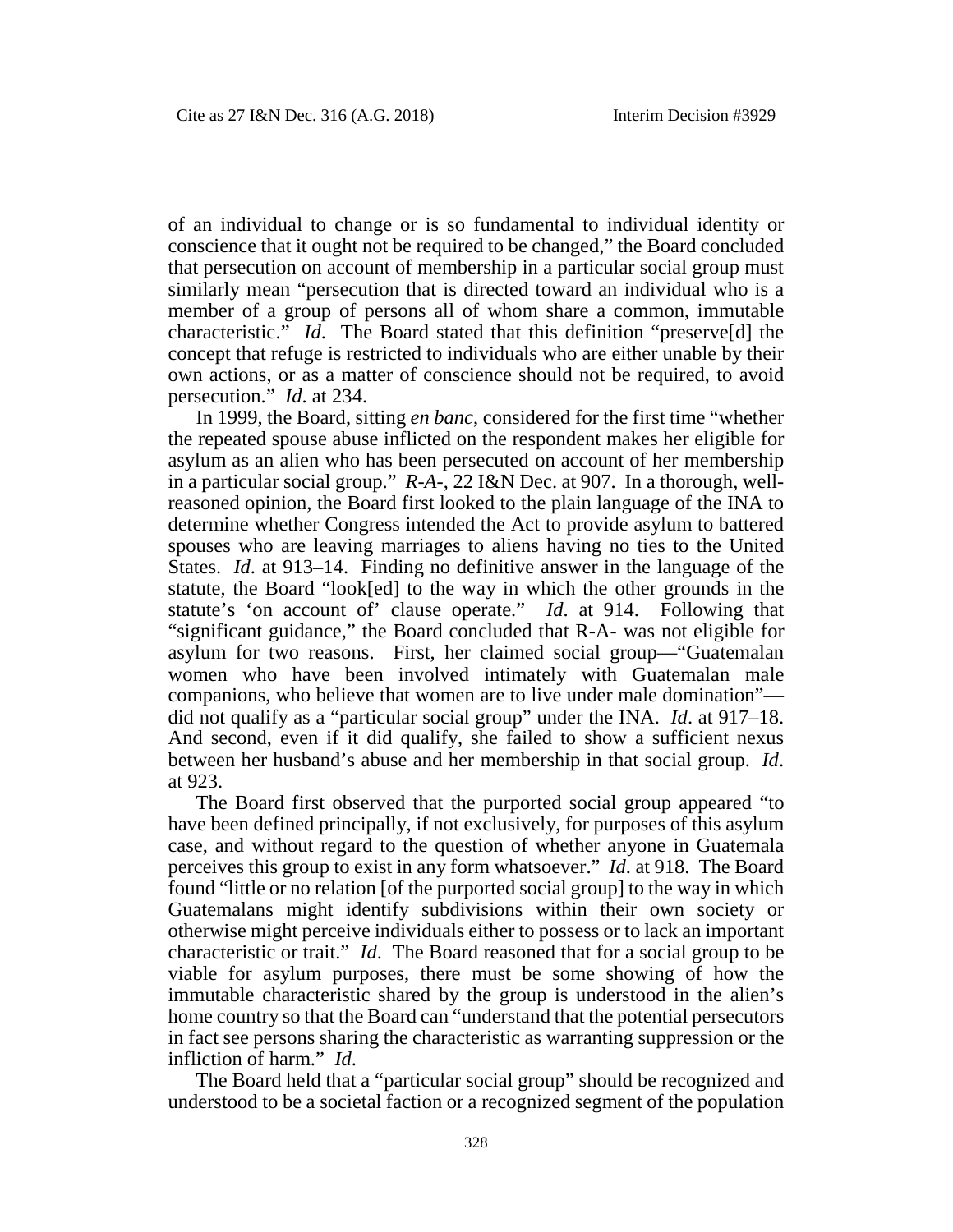of an individual to change or is so fundamental to individual identity or conscience that it ought not be required to be changed," the Board concluded that persecution on account of membership in a particular social group must similarly mean "persecution that is directed toward an individual who is a member of a group of persons all of whom share a common, immutable characteristic." *Id*. The Board stated that this definition "preserve[d] the concept that refuge is restricted to individuals who are either unable by their own actions, or as a matter of conscience should not be required, to avoid persecution." *Id*. at 234.

In 1999, the Board, sitting *en banc*, considered for the first time "whether the repeated spouse abuse inflicted on the respondent makes her eligible for asylum as an alien who has been persecuted on account of her membership in a particular social group." *R-A-*, 22 I&N Dec. at 907. In a thorough, well-reasoned opinion, the Board first looked to the plain language of the INA to determine whether Congress intended the Act to provide asylum to battered spouses who are leaving marriages to aliens having no ties to the United States. *Id*. at 913–14. Finding no definitive answer in the language of the statute, the Board "look[ed] to the way in which the other grounds in the statute's 'on account of' clause operate." *Id*. at 914. Following that "significant guidance," the Board concluded that R-A- was not eligible for asylum for two reasons. First, her claimed social group—"Guatemalan women who have been involved intimately with Guatemalan male companions, who believe that women are to live under male domination"—did not qualify as a "particular social group" under the INA. *Id*. at 917–18. And second, even if it did qualify, she failed to show a sufficient nexus between her husband's abuse and her membership in that social group. *Id*. at 923.

The Board first observed that the purported social group appeared "to have been defined principally, if not exclusively, for purposes of this asylum case, and without regard to the question of whether anyone in Guatemala perceives this group to exist in any form whatsoever." *Id*. at 918. The Board found "little or no relation [of the purported social group] to the way in which Guatemalans might identify subdivisions within their own society or otherwise might perceive individuals either to possess or to lack an important characteristic or trait." *Id*. The Board reasoned that for a social group to be viable for asylum purposes, there must be some showing of how the immutable characteristic shared by the group is understood in the alien's home country so that the Board can "understand that the potential persecutors in fact see persons sharing the characteristic as warranting suppression or the infliction of harm." *Id*.

The Board held that a "particular social group" should be recognized and understood to be a societal faction or a recognized segment of the population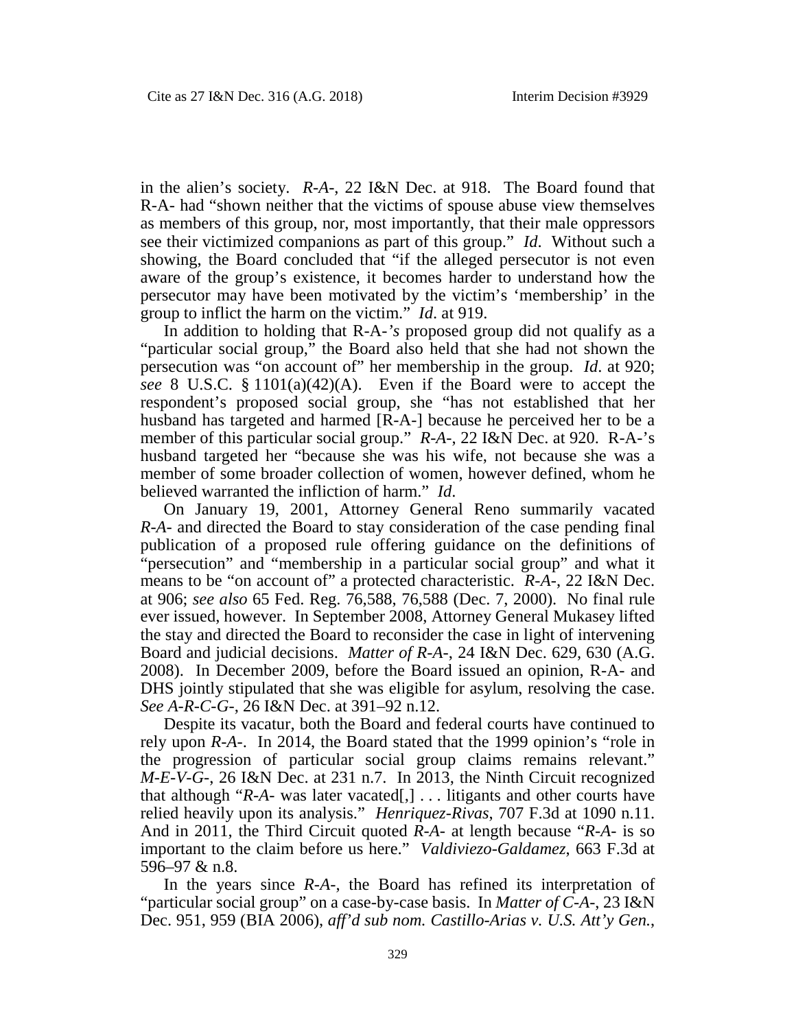in the alien's society. *R-A-*, 22 I&N Dec. at 918. The Board found that R-A- had "shown neither that the victims of spouse abuse view themselves as members of this group, nor, most importantly, that their male oppressors see their victimized companions as part of this group." *Id*. Without such a showing, the Board concluded that "if the alleged persecutor is not even aware of the group's existence, it becomes harder to understand how the persecutor may have been motivated by the victim's 'membership' in the group to inflict the harm on the victim." *Id*. at 919.

In addition to holding that R-A-*'s* proposed group did not qualify as a "particular social group," the Board also held that she had not shown the persecution was "on account of" her membership in the group. *Id*. at 920; *see* 8 U.S.C. § 1101(a)(42)(A). Even if the Board were to accept the respondent's proposed social group, she "has not established that her husband has targeted and harmed [R-A-] because he perceived her to be a member of this particular social group." *R-A-*, 22 I&N Dec. at 920. R-A-'s husband targeted her "because she was his wife, not because she was a member of some broader collection of women, however defined, whom he believed warranted the infliction of harm." *Id*.

On January 19, 2001, Attorney General Reno summarily vacated *R-A-* and directed the Board to stay consideration of the case pending final publication of a proposed rule offering guidance on the definitions of "persecution" and "membership in a particular social group" and what it means to be "on account of" a protected characteristic. *R-A-*, 22 I&N Dec. at 906; *see also* 65 Fed. Reg. 76,588, 76,588 (Dec. 7, 2000). No final rule ever issued, however. In September 2008, Attorney General Mukasey lifted the stay and directed the Board to reconsider the case in light of intervening Board and judicial decisions. *Matter of R-A-*, 24 I&N Dec. 629, 630 (A.G. 2008). In December 2009, before the Board issued an opinion, R-A- and DHS jointly stipulated that she was eligible for asylum, resolving the case. *See A-R-C-G-*, 26 I&N Dec. at 391–92 n.12.

Despite its vacatur, both the Board and federal courts have continued to rely upon *R-A-*. In 2014, the Board stated that the 1999 opinion's "role in the progression of particular social group claims remains relevant." *M-E-V-G-*, 26 I&N Dec. at 231 n.7. In 2013, the Ninth Circuit recognized that although "*R-A-* was later vacated[,] . . . litigants and other courts have relied heavily upon its analysis." *Henriquez-Rivas*, 707 F.3d at 1090 n.11. And in 2011, the Third Circuit quoted *R-A-* at length because "*R-A-* is so important to the claim before us here." *Valdiviezo-Galdamez*, 663 F.3d at 596–97 & n.8.

In the years since *R-A-*, the Board has refined its interpretation of "particular social group" on a case-by-case basis. In *Matter of C-A-*, 23 I&N Dec. 951, 959 (BIA 2006), *aff'd sub nom. Castillo-Arias v. U.S. Att'y Gen.*,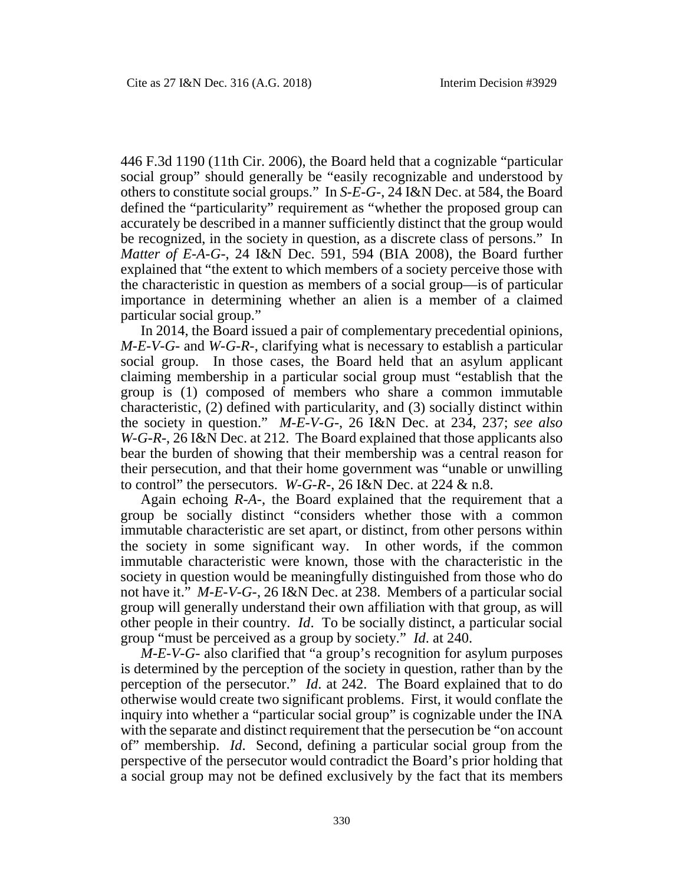446 F.3d 1190 (11th Cir. 2006), the Board held that a cognizable "particular social group" should generally be "easily recognizable and understood by others to constitute social groups." In *S-E-G-*, 24 I&N Dec. at 584, the Board defined the "particularity" requirement as "whether the proposed group can accurately be described in a manner sufficiently distinct that the group would be recognized, in the society in question, as a discrete class of persons." In *Matter of E-A-G-*, 24 I&N Dec. 591, 594 (BIA 2008), the Board further explained that "the extent to which members of a society perceive those with the characteristic in question as members of a social group—is of particular importance in determining whether an alien is a member of a claimed particular social group."

In 2014, the Board issued a pair of complementary precedential opinions, *M-E-V-G-* and *W-G-R-*, clarifying what is necessary to establish a particular social group. In those cases, the Board held that an asylum applicant claiming membership in a particular social group must "establish that the group is (1) composed of members who share a common immutable characteristic, (2) defined with particularity, and (3) socially distinct within the society in question." *M-E-V-G-*, 26 I&N Dec. at 234, 237; *see also W-G-R-*, 26 I&N Dec. at 212. The Board explained that those applicants also bear the burden of showing that their membership was a central reason for their persecution, and that their home government was "unable or unwilling to control" the persecutors. *W-G-R-*, 26 I&N Dec. at 224 & n.8.

Again echoing *R-A-*, the Board explained that the requirement that a group be socially distinct "considers whether those with a common immutable characteristic are set apart, or distinct, from other persons within the society in some significant way. In other words, if the common immutable characteristic were known, those with the characteristic in the society in question would be meaningfully distinguished from those who do not have it." *M-E-V-G-*, 26 I&N Dec. at 238. Members of a particular social group will generally understand their own affiliation with that group, as will other people in their country. *Id*. To be socially distinct, a particular social group "must be perceived as a group by society." *Id*. at 240.

*M-E-V-G-* also clarified that "a group's recognition for asylum purposes is determined by the perception of the society in question, rather than by the perception of the persecutor." *Id*. at 242. The Board explained that to do otherwise would create two significant problems. First, it would conflate the inquiry into whether a "particular social group" is cognizable under the INA with the separate and distinct requirement that the persecution be "on account of" membership. *Id*. Second, defining a particular social group from the perspective of the persecutor would contradict the Board's prior holding that a social group may not be defined exclusively by the fact that its members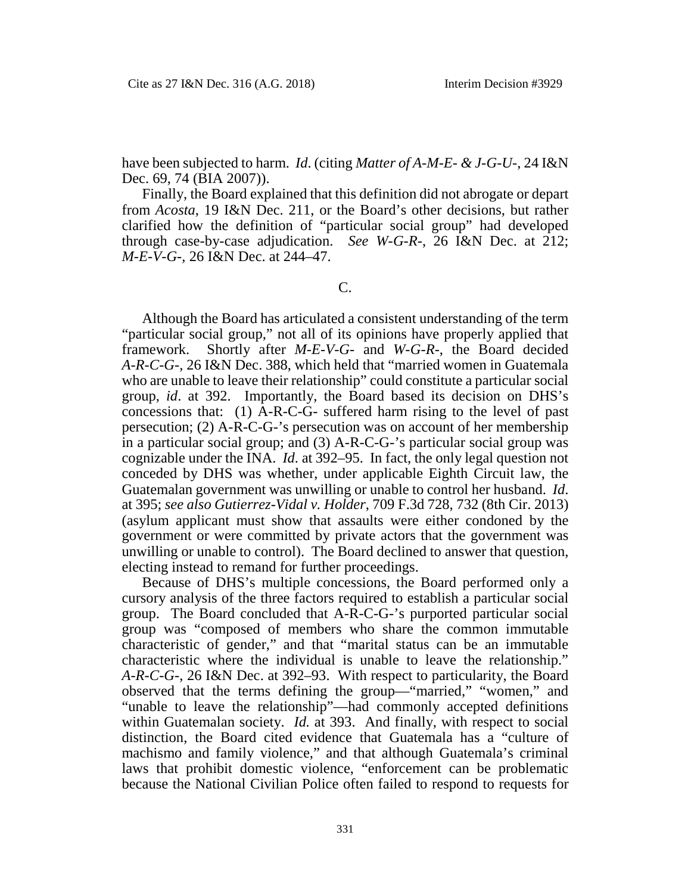have been subjected to harm. *Id*. (citing *Matter of A-M-E- & J-G-U-*, 24 I&N Dec. 69, 74 (BIA 2007)).

Finally, the Board explained that this definition did not abrogate or depart from *Acosta*, 19 I&N Dec. 211, or the Board's other decisions, but rather clarified how the definition of "particular social group" had developed through case-by-case adjudication. *See W-G-R-*, 26 I&N Dec. at 212; *M-E-V-G-*, 26 I&N Dec. at 244–47.

C.

Although the Board has articulated a consistent understanding of the term "particular social group," not all of its opinions have properly applied that framework. Shortly after *M-E-V-G-* and *W-G-R-*, the Board decided *A-R-C-G-*, 26 I&N Dec. 388, which held that "married women in Guatemala who are unable to leave their relationship" could constitute a particular social group, *id*. at 392. Importantly, the Board based its decision on DHS's concessions that: (1) A-R-C-G- suffered harm rising to the level of past persecution; (2) A-R-C-G-'s persecution was on account of her membership in a particular social group; and (3) A-R-C-G-'s particular social group was cognizable under the INA. *Id*. at 392–95. In fact, the only legal question not conceded by DHS was whether, under applicable Eighth Circuit law, the Guatemalan government was unwilling or unable to control her husband. *Id*. at 395; *see also Gutierrez-Vidal v. Holder*, 709 F.3d 728, 732 (8th Cir. 2013) (asylum applicant must show that assaults were either condoned by the government or were committed by private actors that the government was unwilling or unable to control). The Board declined to answer that question, electing instead to remand for further proceedings.

Because of DHS's multiple concessions, the Board performed only a cursory analysis of the three factors required to establish a particular social group. The Board concluded that A-R-C-G-'s purported particular social group was "composed of members who share the common immutable characteristic of gender," and that "marital status can be an immutable characteristic where the individual is unable to leave the relationship." *A-R-C-G-*, 26 I&N Dec. at 392–93. With respect to particularity, the Board observed that the terms defining the group—"married," "women," and "unable to leave the relationship"—had commonly accepted definitions within Guatemalan society. *Id.* at 393. And finally, with respect to social distinction, the Board cited evidence that Guatemala has a "culture of machismo and family violence," and that although Guatemala's criminal laws that prohibit domestic violence, "enforcement can be problematic because the National Civilian Police often failed to respond to requests for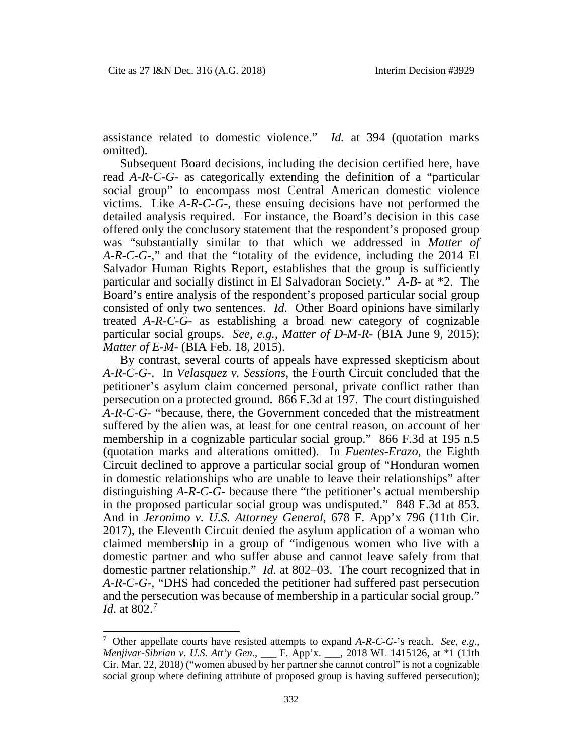assistance related to domestic violence." *Id.* at 394 (quotation marks omitted).

Subsequent Board decisions, including the decision certified here, have read *A-R-C-G-* as categorically extending the definition of a "particular social group" to encompass most Central American domestic violence victims. Like *A-R-C-G-*, these ensuing decisions have not performed the detailed analysis required. For instance, the Board's decision in this case offered only the conclusory statement that the respondent's proposed group was "substantially similar to that which we addressed in *Matter of A-R-C-G-*," and that the "totality of the evidence, including the 2014 El Salvador Human Rights Report, establishes that the group is sufficiently particular and socially distinct in El Salvadoran Society." *A-B-* at *2. The Board's entire analysis of the respondent's proposed particular social group consisted of only two sentences. *Id*. Other Board opinions have similarly treated *A-R-C-G-* as establishing a broad new category of cognizable particular social groups. *See, e.g.*, *Matter of D-M-R-* (BIA June 9, 2015); *Matter of E-M-* (BIA Feb. 18, 2015).

By contrast, several courts of appeals have expressed skepticism about *A-R-C-G-*. In *Velasquez v. Sessions*, the Fourth Circuit concluded that the petitioner's asylum claim concerned personal, private conflict rather than persecution on a protected ground. 866 F.3d at 197. The court distinguished *A-R-C-G-* "because, there, the Government conceded that the mistreatment suffered by the alien was, at least for one central reason, on account of her membership in a cognizable particular social group." 866 F.3d at 195 n.5 (quotation marks and alterations omitted). In *Fuentes-Erazo*, the Eighth Circuit declined to approve a particular social group of "Honduran women in domestic relationships who are unable to leave their relationships" after distinguishing *A-R-C-G-* because there "the petitioner's actual membership in the proposed particular social group was undisputed." 848 F.3d at 853. And in *Jeronimo v. U.S. Attorney General*, 678 F. App'x 796 (11th Cir. 2017), the Eleventh Circuit denied the asylum application of a woman who claimed membership in a group of "indigenous women who live with a domestic partner and who suffer abuse and cannot leave safely from that domestic partner relationship." *Id.* at 802–03. The court recognized that in *A-R-C-G-*, "DHS had conceded the petitioner had suffered past persecution and the persecution was because of membership in a particular social group." *Id*. at 802.[7]

---

[7] Other appellate courts have resisted attempts to expand *A-R-C-G-*'s reach. *See, e.g.*, *Menjivar-Sibrian v. U.S. Att'y Gen.*, ___ F. App'x. ___, 2018 WL 1415126, at *1 (11th Cir. Mar. 22, 2018) ("women abused by her partner she cannot control" is not a cognizable social group where defining attribute of proposed group is having suffered persecution);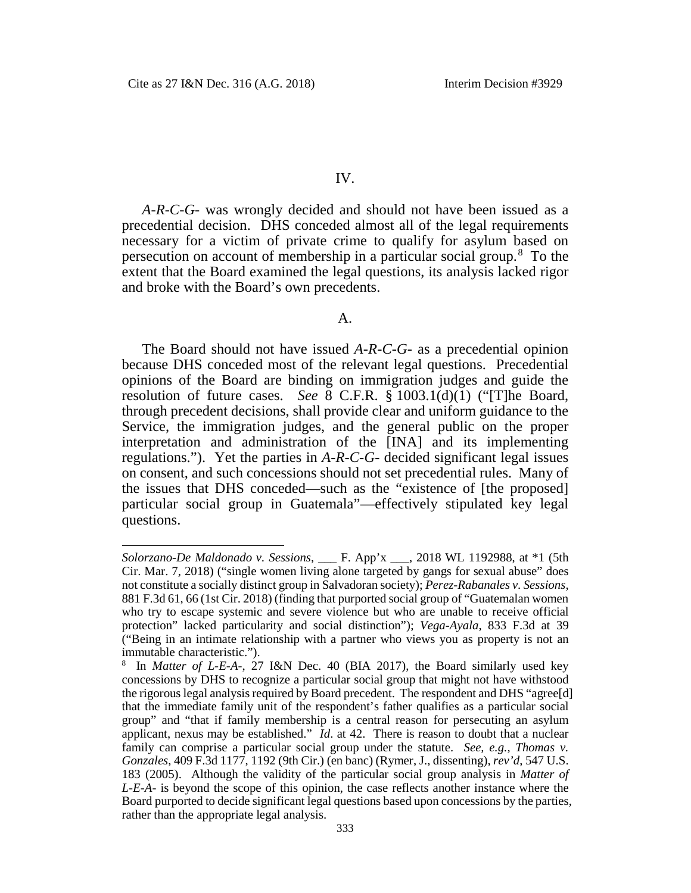## IV.

*A-R-C-G-* was wrongly decided and should not have been issued as a precedential decision. DHS conceded almost all of the legal requirements necessary for a victim of private crime to qualify for asylum based on persecution on account of membership in a particular social group.[8] To the extent that the Board examined the legal questions, its analysis lacked rigor and broke with the Board's own precedents.

### A.

The Board should not have issued *A-R-C-G-* as a precedential opinion because DHS conceded most of the relevant legal questions. Precedential opinions of the Board are binding on immigration judges and guide the resolution of future cases. *See* 8 C.F.R. § 1003.1(d)(1) ("[T]he Board, through precedent decisions, shall provide clear and uniform guidance to the Service, the immigration judges, and the general public on the proper interpretation and administration of the [INA] and its implementing regulations."). Yet the parties in *A-R-C-G-* decided significant legal issues on consent, and such concessions should not set precedential rules. Many of the issues that DHS conceded—such as the "existence of [the proposed] particular social group in Guatemala"—effectively stipulated key legal questions.

---

*Solorzano-De Maldonado v. Sessions*, ___ F. App'x ___, 2018 WL 1192988, at *1 (5th Cir. Mar. 7, 2018) ("single women living alone targeted by gangs for sexual abuse" does not constitute a socially distinct group in Salvadoran society); *Perez-Rabanales v. Sessions*, 881 F.3d 61, 66 (1st Cir. 2018) (finding that purported social group of "Guatemalan women who try to escape systemic and severe violence but who are unable to receive official protection" lacked particularity and social distinction"); *Vega-Ayala*, 833 F.3d at 39 ("Being in an intimate relationship with a partner who views you as property is not an immutable characteristic.").

[8] In *Matter of L-E-A-*, 27 I&N Dec. 40 (BIA 2017), the Board similarly used key concessions by DHS to recognize a particular social group that might not have withstood the rigorous legal analysis required by Board precedent. The respondent and DHS "agree[d] that the immediate family unit of the respondent's father qualifies as a particular social group" and "that if family membership is a central reason for persecuting an asylum applicant, nexus may be established." *Id*. at 42. There is reason to doubt that a nuclear family can comprise a particular social group under the statute. *See, e.g.*, *Thomas v. Gonzales*, 409 F.3d 1177, 1192 (9th Cir.) (en banc) (Rymer, J., dissenting), *rev'd*, 547 U.S. 183 (2005). Although the validity of the particular social group analysis in *Matter of L-E-A-* is beyond the scope of this opinion, the case reflects another instance where the Board purported to decide significant legal questions based upon concessions by the parties, rather than the appropriate legal analysis.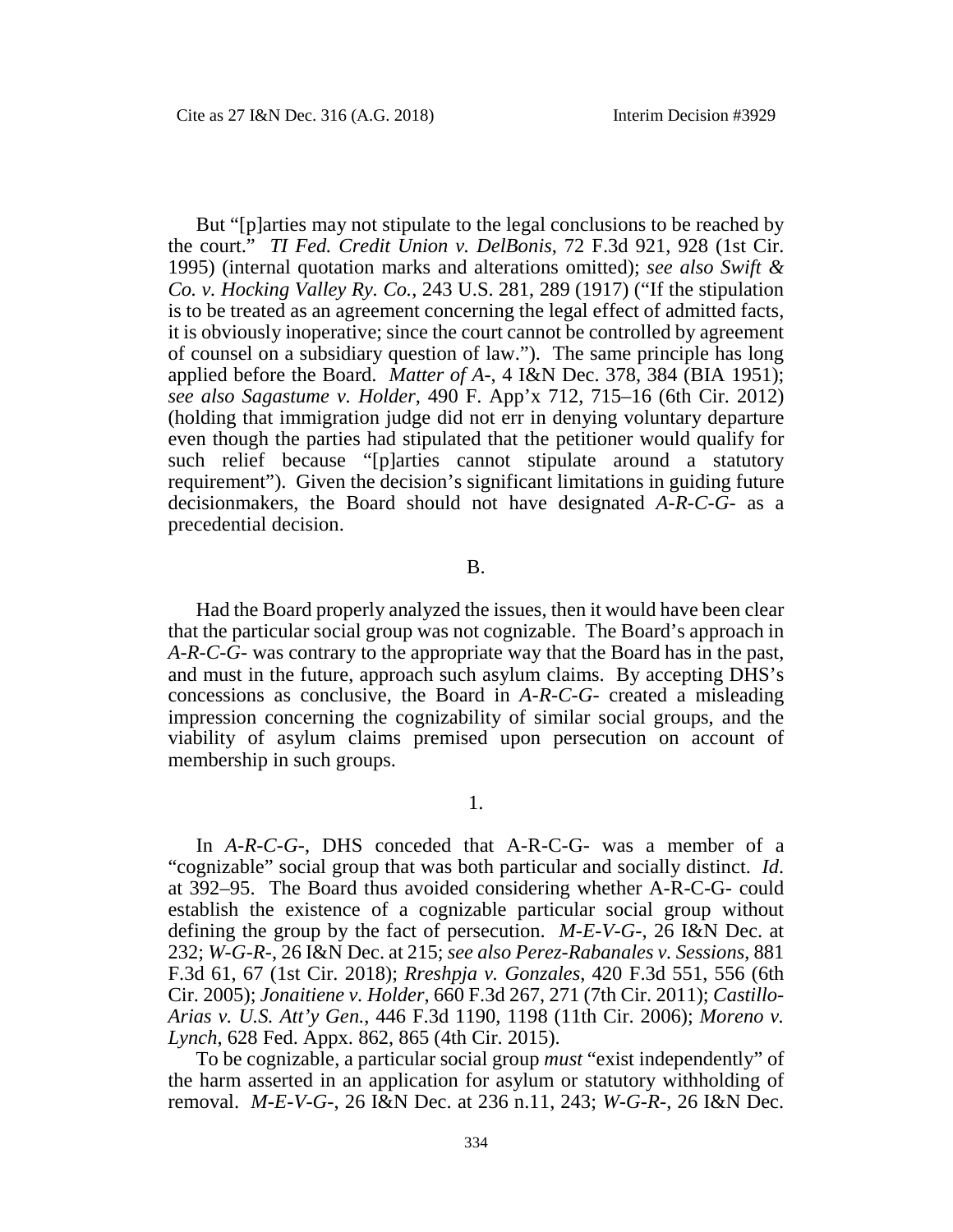But "[p]arties may not stipulate to the legal conclusions to be reached by the court." *TI Fed. Credit Union v. DelBonis*, 72 F.3d 921, 928 (1st Cir. 1995) (internal quotation marks and alterations omitted); *see also Swift & Co. v. Hocking Valley Ry. Co.*, 243 U.S. 281, 289 (1917) ("If the stipulation is to be treated as an agreement concerning the legal effect of admitted facts, it is obviously inoperative; since the court cannot be controlled by agreement of counsel on a subsidiary question of law."). The same principle has long applied before the Board. *Matter of A-*, 4 I&N Dec. 378, 384 (BIA 1951); *see also Sagastume v. Holder*, 490 F. App'x 712, 715–16 (6th Cir. 2012) (holding that immigration judge did not err in denying voluntary departure even though the parties had stipulated that the petitioner would qualify for such relief because "[p]arties cannot stipulate around a statutory requirement"). Given the decision's significant limitations in guiding future decisionmakers, the Board should not have designated *A-R-C-G-* as a precedential decision.

B.

Had the Board properly analyzed the issues, then it would have been clear that the particular social group was not cognizable. The Board's approach in *A-R-C-G-* was contrary to the appropriate way that the Board has in the past, and must in the future, approach such asylum claims. By accepting DHS's concessions as conclusive, the Board in *A-R-C-G-* created a misleading impression concerning the cognizability of similar social groups, and the viability of asylum claims premised upon persecution on account of membership in such groups.

1.

In *A-R-C-G-*, DHS conceded that A-R-C-G- was a member of a "cognizable" social group that was both particular and socially distinct. *Id*. at 392–95. The Board thus avoided considering whether A-R-C-G- could establish the existence of a cognizable particular social group without defining the group by the fact of persecution. *M-E-V-G-*, 26 I&N Dec. at 232; *W-G-R-*, 26 I&N Dec. at 215; *see also Perez-Rabanales v. Sessions*, 881 F.3d 61, 67 (1st Cir. 2018); *Rreshpja v. Gonzales*, 420 F.3d 551, 556 (6th Cir. 2005); *Jonaitiene v. Holder*, 660 F.3d 267, 271 (7th Cir. 2011); *Castillo-Arias v. U.S. Att'y Gen.*, 446 F.3d 1190, 1198 (11th Cir. 2006); *Moreno v. Lynch*, 628 Fed. Appx. 862, 865 (4th Cir. 2015).

To be cognizable, a particular social group *must* "exist independently" of the harm asserted in an application for asylum or statutory withholding of removal. *M-E-V-G-*, 26 I&N Dec. at 236 n.11, 243; *W-G-R-*, 26 I&N Dec.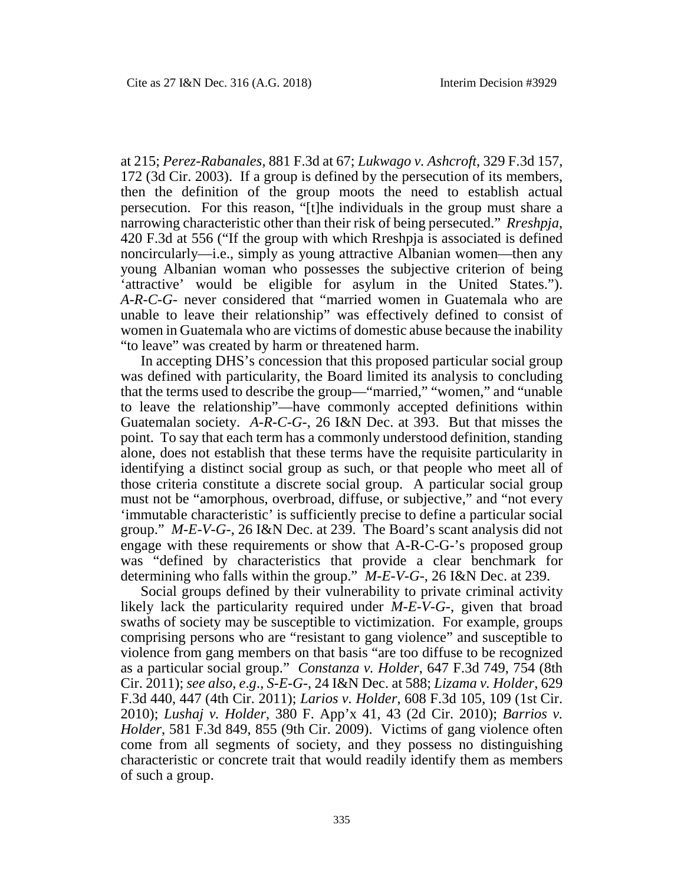at 215; *Perez-Rabanales*, 881 F.3d at 67; *Lukwago v. Ashcroft*, 329 F.3d 157, 172 (3d Cir. 2003). If a group is defined by the persecution of its members, then the definition of the group moots the need to establish actual persecution. For this reason, "[t]he individuals in the group must share a narrowing characteristic other than their risk of being persecuted." *Rreshpja*, 420 F.3d at 556 ("If the group with which Rreshpja is associated is defined noncircularly—i.e., simply as young attractive Albanian women—then any young Albanian woman who possesses the subjective criterion of being 'attractive' would be eligible for asylum in the United States."). *A-R-C-G-* never considered that "married women in Guatemala who are unable to leave their relationship" was effectively defined to consist of women in Guatemala who are victims of domestic abuse because the inability "to leave" was created by harm or threatened harm.

In accepting DHS's concession that this proposed particular social group was defined with particularity, the Board limited its analysis to concluding that the terms used to describe the group—"married," "women," and "unable to leave the relationship"—have commonly accepted definitions within Guatemalan society. *A-R-C-G-*, 26 I&N Dec. at 393. But that misses the point. To say that each term has a commonly understood definition, standing alone, does not establish that these terms have the requisite particularity in identifying a distinct social group as such, or that people who meet all of those criteria constitute a discrete social group. A particular social group must not be "amorphous, overbroad, diffuse, or subjective," and "not every 'immutable characteristic' is sufficiently precise to define a particular social group." *M-E-V-G-*, 26 I&N Dec. at 239. The Board's scant analysis did not engage with these requirements or show that A-R-C-G-'s proposed group was "defined by characteristics that provide a clear benchmark for determining who falls within the group." *M-E-V-G-*, 26 I&N Dec. at 239.

Social groups defined by their vulnerability to private criminal activity likely lack the particularity required under *M-E-V-G-*, given that broad swaths of society may be susceptible to victimization. For example, groups comprising persons who are "resistant to gang violence" and susceptible to violence from gang members on that basis "are too diffuse to be recognized as a particular social group." *Constanza v. Holder*, 647 F.3d 749, 754 (8th Cir. 2011); *see also*, *e.g*., *S-E-G-*, 24 I&N Dec. at 588; *Lizama v. Holder*, 629 F.3d 440, 447 (4th Cir. 2011); *Larios v. Holder*, 608 F.3d 105, 109 (1st Cir. 2010); *Lushaj v. Holder*, 380 F. App'x 41, 43 (2d Cir. 2010); *Barrios v. Holder*, 581 F.3d 849, 855 (9th Cir. 2009). Victims of gang violence often come from all segments of society, and they possess no distinguishing characteristic or concrete trait that would readily identify them as members of such a group.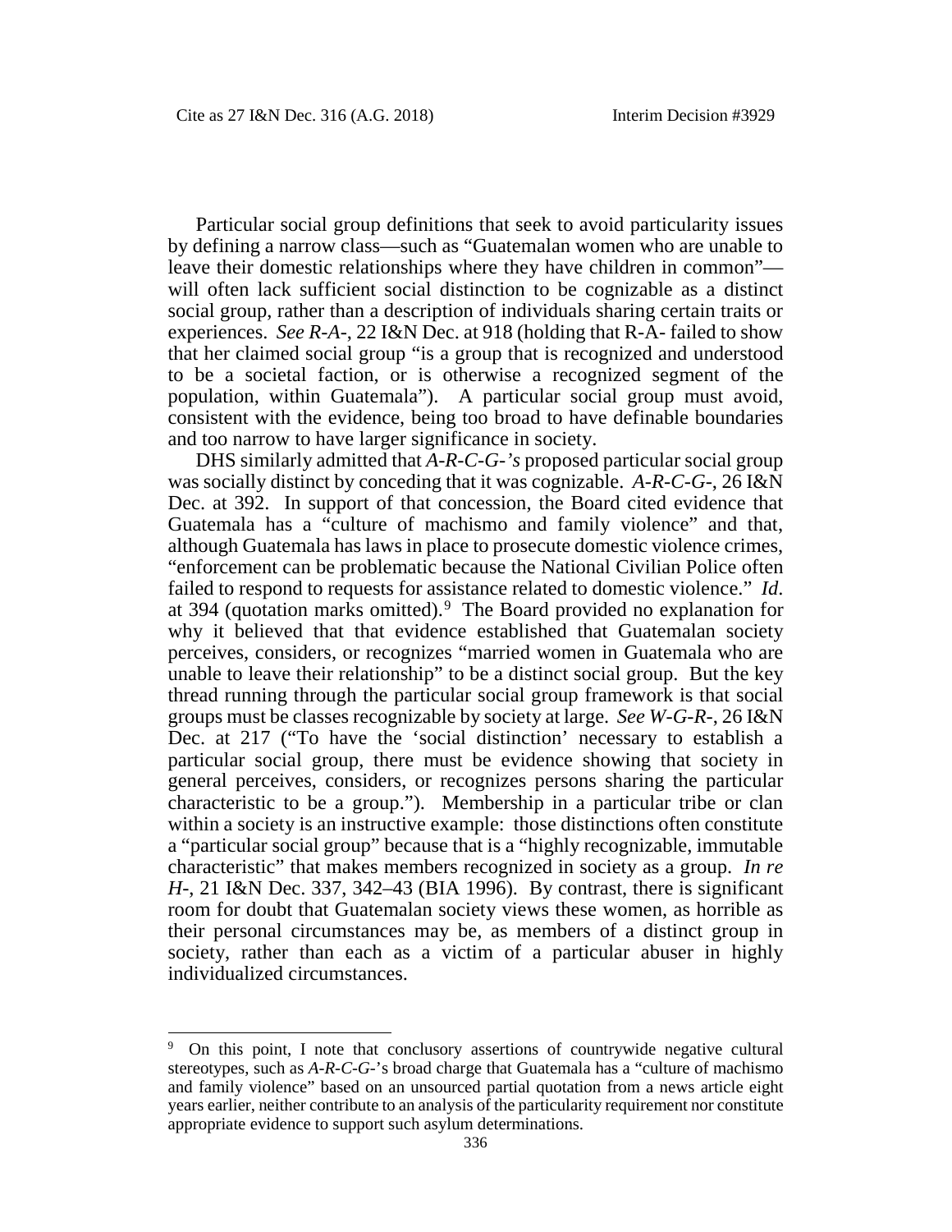Particular social group definitions that seek to avoid particularity issues by defining a narrow class—such as "Guatemalan women who are unable to leave their domestic relationships where they have children in common"—will often lack sufficient social distinction to be cognizable as a distinct social group, rather than a description of individuals sharing certain traits or experiences. *See R-A-*, 22 I&N Dec. at 918 (holding that R-A- failed to show that her claimed social group "is a group that is recognized and understood to be a societal faction, or is otherwise a recognized segment of the population, within Guatemala"). A particular social group must avoid, consistent with the evidence, being too broad to have definable boundaries and too narrow to have larger significance in society.

DHS similarly admitted that *A-R-C-G-'s* proposed particular social group was socially distinct by conceding that it was cognizable. *A-R-C-G-*, 26 I&N Dec. at 392. In support of that concession, the Board cited evidence that Guatemala has a "culture of machismo and family violence" and that, although Guatemala has laws in place to prosecute domestic violence crimes, "enforcement can be problematic because the National Civilian Police often failed to respond to requests for assistance related to domestic violence." *Id*. at 394 (quotation marks omitted).[9] The Board provided no explanation for why it believed that that evidence established that Guatemalan society perceives, considers, or recognizes "married women in Guatemala who are unable to leave their relationship" to be a distinct social group. But the key thread running through the particular social group framework is that social groups must be classes recognizable by society at large. *See W-G-R-*, 26 I&N Dec. at 217 ("To have the 'social distinction' necessary to establish a particular social group, there must be evidence showing that society in general perceives, considers, or recognizes persons sharing the particular characteristic to be a group."). Membership in a particular tribe or clan within a society is an instructive example: those distinctions often constitute a "particular social group" because that is a "highly recognizable, immutable characteristic" that makes members recognized in society as a group. *In re H-*, 21 I&N Dec. 337, 342–43 (BIA 1996). By contrast, there is significant room for doubt that Guatemalan society views these women, as horrible as their personal circumstances may be, as members of a distinct group in society, rather than each as a victim of a particular abuser in highly individualized circumstances.

---

[9] On this point, I note that conclusory assertions of countrywide negative cultural stereotypes, such as *A-R-C-G-*'s broad charge that Guatemala has a "culture of machismo and family violence" based on an unsourced partial quotation from a news article eight years earlier, neither contribute to an analysis of the particularity requirement nor constitute appropriate evidence to support such asylum determinations.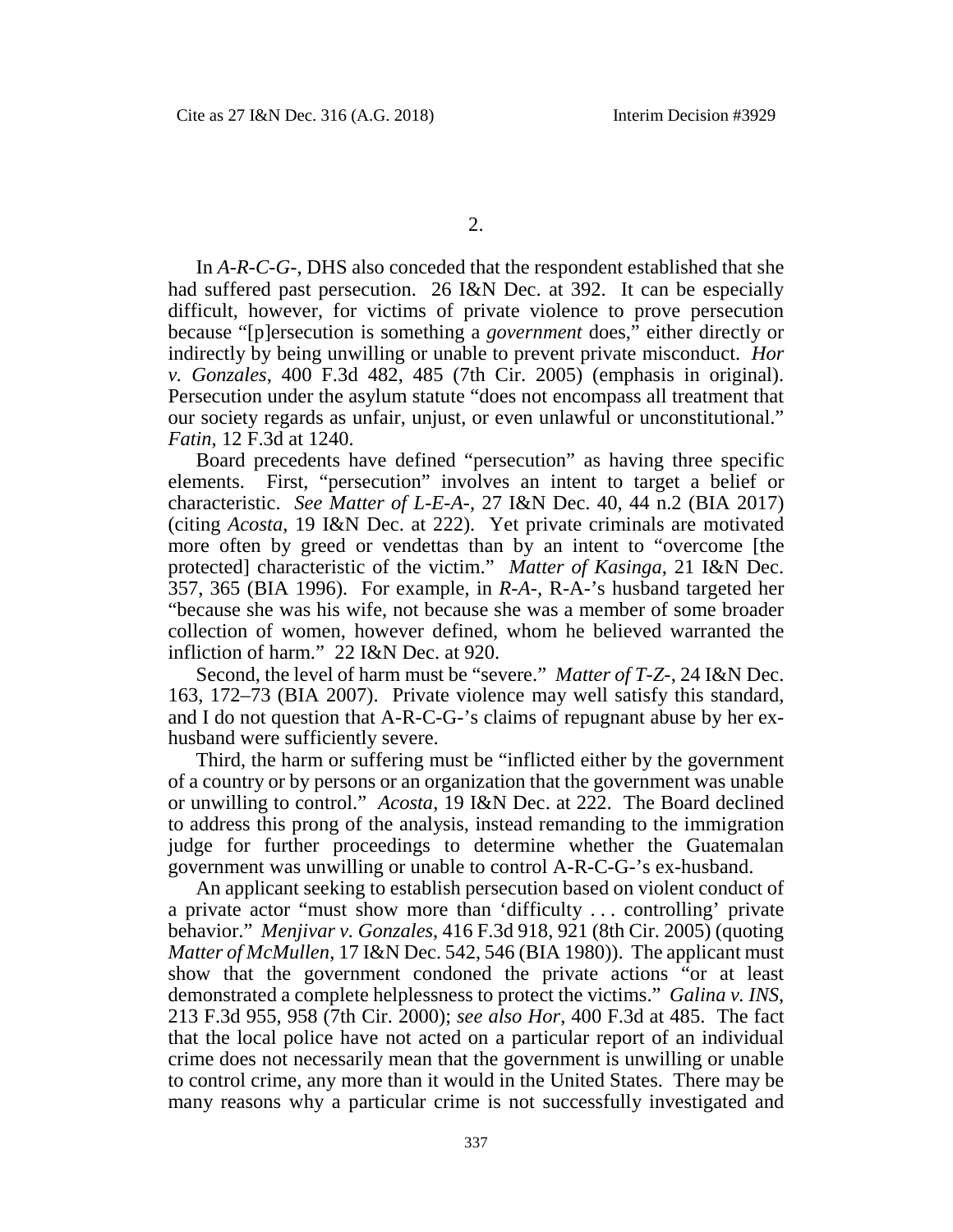2.

In *A-R-C-G-*, DHS also conceded that the respondent established that she had suffered past persecution. 26 I&N Dec. at 392. It can be especially difficult, however, for victims of private violence to prove persecution because "[p]ersecution is something a *government* does," either directly or indirectly by being unwilling or unable to prevent private misconduct. *Hor v. Gonzales*, 400 F.3d 482, 485 (7th Cir. 2005) (emphasis in original). Persecution under the asylum statute "does not encompass all treatment that our society regards as unfair, unjust, or even unlawful or unconstitutional." *Fatin*, 12 F.3d at 1240.

Board precedents have defined "persecution" as having three specific elements. First, "persecution" involves an intent to target a belief or characteristic. *See Matter of L-E-A-*, 27 I&N Dec. 40, 44 n.2 (BIA 2017) (citing *Acosta*, 19 I&N Dec. at 222). Yet private criminals are motivated more often by greed or vendettas than by an intent to "overcome [the protected] characteristic of the victim." *Matter of Kasinga*, 21 I&N Dec. 357, 365 (BIA 1996). For example, in *R-A-*, R-A-'s husband targeted her "because she was his wife, not because she was a member of some broader collection of women, however defined, whom he believed warranted the infliction of harm." 22 I&N Dec. at 920.

Second, the level of harm must be "severe." *Matter of T-Z-*, 24 I&N Dec. 163, 172–73 (BIA 2007). Private violence may well satisfy this standard, and I do not question that A-R-C-G-'s claims of repugnant abuse by her ex-husband were sufficiently severe.

Third, the harm or suffering must be "inflicted either by the government of a country or by persons or an organization that the government was unable or unwilling to control." *Acosta*, 19 I&N Dec. at 222. The Board declined to address this prong of the analysis, instead remanding to the immigration judge for further proceedings to determine whether the Guatemalan government was unwilling or unable to control A-R-C-G-'s ex-husband.

An applicant seeking to establish persecution based on violent conduct of a private actor "must show more than 'difficulty . . . controlling' private behavior." *Menjivar v. Gonzales*, 416 F.3d 918, 921 (8th Cir. 2005) (quoting *Matter of McMullen*, 17 I&N Dec. 542, 546 (BIA 1980)). The applicant must show that the government condoned the private actions "or at least demonstrated a complete helplessness to protect the victims." *Galina v. INS*, 213 F.3d 955, 958 (7th Cir. 2000); *see also Hor*, 400 F.3d at 485. The fact that the local police have not acted on a particular report of an individual crime does not necessarily mean that the government is unwilling or unable to control crime, any more than it would in the United States. There may be many reasons why a particular crime is not successfully investigated and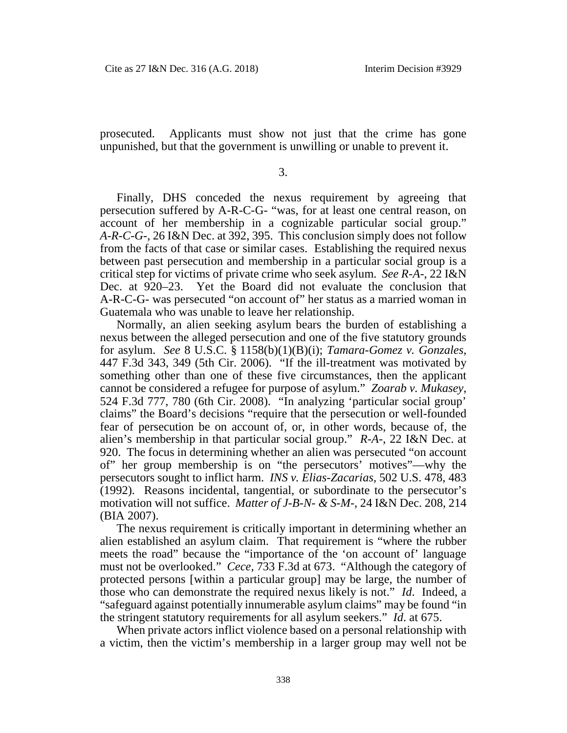prosecuted. Applicants must show not just that the crime has gone unpunished, but that the government is unwilling or unable to prevent it.

3.

Finally, DHS conceded the nexus requirement by agreeing that persecution suffered by A-R-C-G- "was, for at least one central reason, on account of her membership in a cognizable particular social group." *A-R-C-G-*, 26 I&N Dec. at 392, 395. This conclusion simply does not follow from the facts of that case or similar cases. Establishing the required nexus between past persecution and membership in a particular social group is a critical step for victims of private crime who seek asylum. *See R-A-*, 22 I&N Dec. at 920–23. Yet the Board did not evaluate the conclusion that A-R-C-G- was persecuted "on account of" her status as a married woman in Guatemala who was unable to leave her relationship.

Normally, an alien seeking asylum bears the burden of establishing a nexus between the alleged persecution and one of the five statutory grounds for asylum. *See* 8 U.S.C. § 1158(b)(1)(B)(i); *Tamara-Gomez v. Gonzales*, 447 F.3d 343, 349 (5th Cir. 2006). "If the ill-treatment was motivated by something other than one of these five circumstances, then the applicant cannot be considered a refugee for purpose of asylum." *Zoarab v. Mukasey*, 524 F.3d 777, 780 (6th Cir. 2008). "In analyzing 'particular social group' claims" the Board's decisions "require that the persecution or well-founded fear of persecution be on account of, or, in other words, because of, the alien's membership in that particular social group." *R-A-*, 22 I&N Dec. at 920. The focus in determining whether an alien was persecuted "on account of" her group membership is on "the persecutors' motives"—why the persecutors sought to inflict harm. *INS v. Elias-Zacarias*, 502 U.S. 478, 483 (1992). Reasons incidental, tangential, or subordinate to the persecutor's motivation will not suffice. *Matter of J-B-N- & S-M-*, 24 I&N Dec. 208, 214 (BIA 2007).

The nexus requirement is critically important in determining whether an alien established an asylum claim. That requirement is "where the rubber meets the road" because the "importance of the 'on account of' language must not be overlooked." *Cece*, 733 F.3d at 673. "Although the category of protected persons [within a particular group] may be large, the number of those who can demonstrate the required nexus likely is not." *Id.* Indeed, a "safeguard against potentially innumerable asylum claims" may be found "in the stringent statutory requirements for all asylum seekers." *Id.* at 675.

When private actors inflict violence based on a personal relationship with a victim, then the victim's membership in a larger group may well not be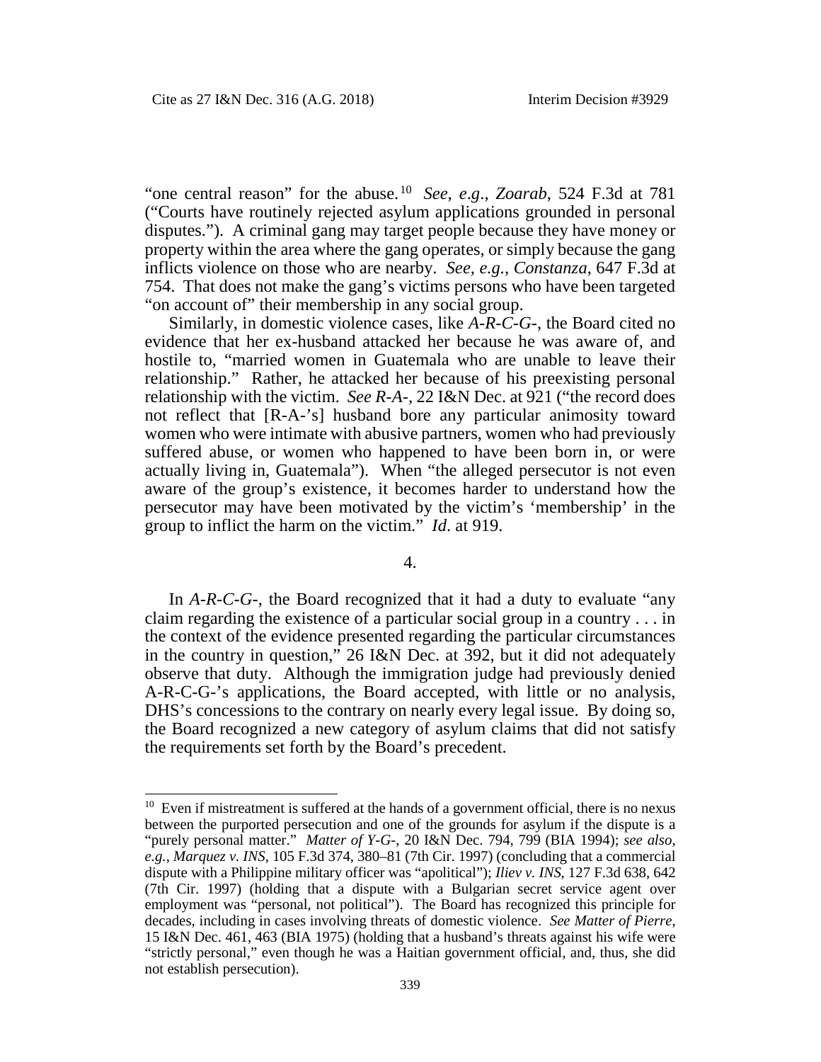"one central reason" for the abuse.[10] *See*, *e.g.*, *Zoarab*, 524 F.3d at 781 ("Courts have routinely rejected asylum applications grounded in personal disputes."). A criminal gang may target people because they have money or property within the area where the gang operates, or simply because the gang inflicts violence on those who are nearby. *See, e.g.*, *Constanza*, 647 F.3d at 754. That does not make the gang's victims persons who have been targeted "on account of" their membership in any social group.

Similarly, in domestic violence cases, like *A-R-C-G-*, the Board cited no evidence that her ex-husband attacked her because he was aware of, and hostile to, "married women in Guatemala who are unable to leave their relationship." Rather, he attacked her because of his preexisting personal relationship with the victim. *See R-A-*, 22 I&N Dec. at 921 ("the record does not reflect that [R-A-'s] husband bore any particular animosity toward women who were intimate with abusive partners, women who had previously suffered abuse, or women who happened to have been born in, or were actually living in, Guatemala"). When "the alleged persecutor is not even aware of the group's existence, it becomes harder to understand how the persecutor may have been motivated by the victim's 'membership' in the group to inflict the harm on the victim." *Id.* at 919.

4.

In *A-R-C-G-*, the Board recognized that it had a duty to evaluate "any claim regarding the existence of a particular social group in a country . . . in the context of the evidence presented regarding the particular circumstances in the country in question," 26 I&N Dec. at 392, but it did not adequately observe that duty. Although the immigration judge had previously denied A-R-C-G-'s applications, the Board accepted, with little or no analysis, DHS's concessions to the contrary on nearly every legal issue. By doing so, the Board recognized a new category of asylum claims that did not satisfy the requirements set forth by the Board's precedent.

[10] Even if mistreatment is suffered at the hands of a government official, there is no nexus between the purported persecution and one of the grounds for asylum if the dispute is a "purely personal matter." *Matter of Y-G-*, 20 I&N Dec. 794, 799 (BIA 1994); *see also, e.g.*, *Marquez v. INS*, 105 F.3d 374, 380–81 (7th Cir. 1997) (concluding that a commercial dispute with a Philippine military officer was "apolitical"); *Iliev v. INS*, 127 F.3d 638, 642 (7th Cir. 1997) (holding that a dispute with a Bulgarian secret service agent over employment was "personal, not political"). The Board has recognized this principle for decades, including in cases involving threats of domestic violence. *See Matter of Pierre*, 15 I&N Dec. 461, 463 (BIA 1975) (holding that a husband's threats against his wife were "strictly personal," even though he was a Haitian government official, and, thus, she did not establish persecution).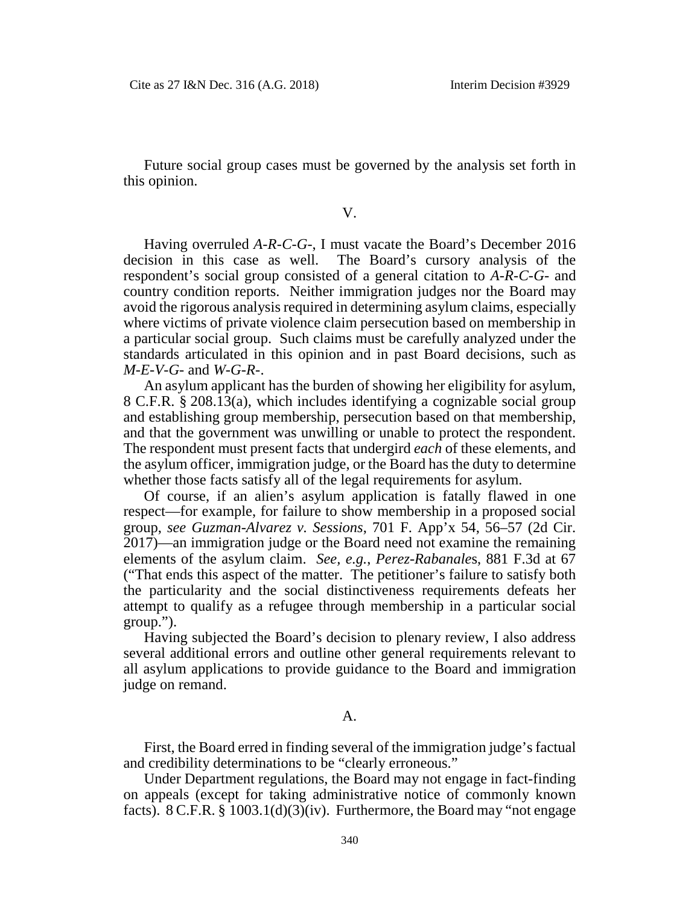Future social group cases must be governed by the analysis set forth in this opinion.

## V.

Having overruled *A-R-C-G-*, I must vacate the Board's December 2016 decision in this case as well. The Board's cursory analysis of the respondent's social group consisted of a general citation to *A-R-C-G-* and country condition reports. Neither immigration judges nor the Board may avoid the rigorous analysis required in determining asylum claims, especially where victims of private violence claim persecution based on membership in a particular social group. Such claims must be carefully analyzed under the standards articulated in this opinion and in past Board decisions, such as *M-E-V-G-* and *W-G-R-*.

An asylum applicant has the burden of showing her eligibility for asylum, 8 C.F.R. § 208.13(a), which includes identifying a cognizable social group and establishing group membership, persecution based on that membership, and that the government was unwilling or unable to protect the respondent. The respondent must present facts that undergird *each* of these elements, and the asylum officer, immigration judge, or the Board has the duty to determine whether those facts satisfy all of the legal requirements for asylum.

Of course, if an alien's asylum application is fatally flawed in one respect—for example, for failure to show membership in a proposed social group, *see Guzman-Alvarez v. Sessions*, 701 F. App'x 54, 56–57 (2d Cir. 2017)—an immigration judge or the Board need not examine the remaining elements of the asylum claim. *See, e.g.*, *Perez-Rabanales*, 881 F.3d at 67 ("That ends this aspect of the matter. The petitioner's failure to satisfy both the particularity and the social distinctiveness requirements defeats her attempt to qualify as a refugee through membership in a particular social group.").

Having subjected the Board's decision to plenary review, I also address several additional errors and outline other general requirements relevant to all asylum applications to provide guidance to the Board and immigration judge on remand.

### A.

First, the Board erred in finding several of the immigration judge's factual and credibility determinations to be "clearly erroneous."

Under Department regulations, the Board may not engage in fact-finding on appeals (except for taking administrative notice of commonly known facts). 8 C.F.R. § 1003.1(d)(3)(iv). Furthermore, the Board may "not engage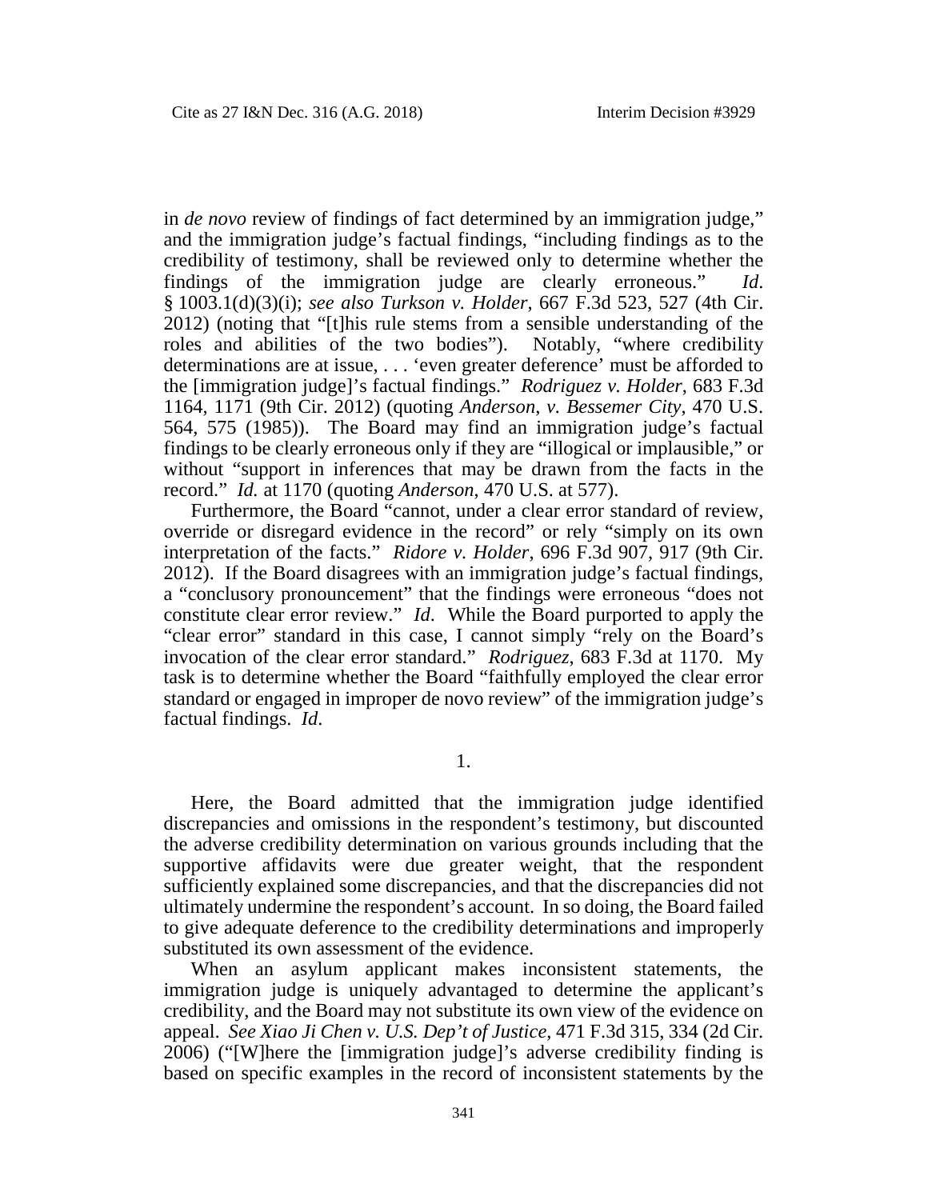in *de novo* review of findings of fact determined by an immigration judge," and the immigration judge's factual findings, "including findings as to the credibility of testimony, shall be reviewed only to determine whether the findings of the immigration judge are clearly erroneous." *Id*. § 1003.1(d)(3)(i); *see also Turkson v. Holder*, 667 F.3d 523, 527 (4th Cir. 2012) (noting that "[t]his rule stems from a sensible understanding of the roles and abilities of the two bodies"). Notably, "where credibility determinations are at issue, . . . 'even greater deference' must be afforded to the [immigration judge]'s factual findings." *Rodriguez v. Holder*, 683 F.3d 1164, 1171 (9th Cir. 2012) (quoting *Anderson, v. Bessemer City*, 470 U.S. 564, 575 (1985)). The Board may find an immigration judge's factual findings to be clearly erroneous only if they are "illogical or implausible," or without "support in inferences that may be drawn from the facts in the record." *Id.* at 1170 (quoting *Anderson*, 470 U.S. at 577).

Furthermore, the Board "cannot, under a clear error standard of review, override or disregard evidence in the record" or rely "simply on its own interpretation of the facts." *Ridore v. Holder*, 696 F.3d 907, 917 (9th Cir. 2012). If the Board disagrees with an immigration judge's factual findings, a "conclusory pronouncement" that the findings were erroneous "does not constitute clear error review." *Id*. While the Board purported to apply the "clear error" standard in this case, I cannot simply "rely on the Board's invocation of the clear error standard." *Rodriguez*, 683 F.3d at 1170. My task is to determine whether the Board "faithfully employed the clear error standard or engaged in improper de novo review" of the immigration judge's factual findings. *Id*.

1.

Here, the Board admitted that the immigration judge identified discrepancies and omissions in the respondent's testimony, but discounted the adverse credibility determination on various grounds including that the supportive affidavits were due greater weight, that the respondent sufficiently explained some discrepancies, and that the discrepancies did not ultimately undermine the respondent's account. In so doing, the Board failed to give adequate deference to the credibility determinations and improperly substituted its own assessment of the evidence.

When an asylum applicant makes inconsistent statements, the immigration judge is uniquely advantaged to determine the applicant's credibility, and the Board may not substitute its own view of the evidence on appeal. *See Xiao Ji Chen v. U.S. Dep't of Justice*, 471 F.3d 315, 334 (2d Cir. 2006) ("[W]here the [immigration judge]'s adverse credibility finding is based on specific examples in the record of inconsistent statements by the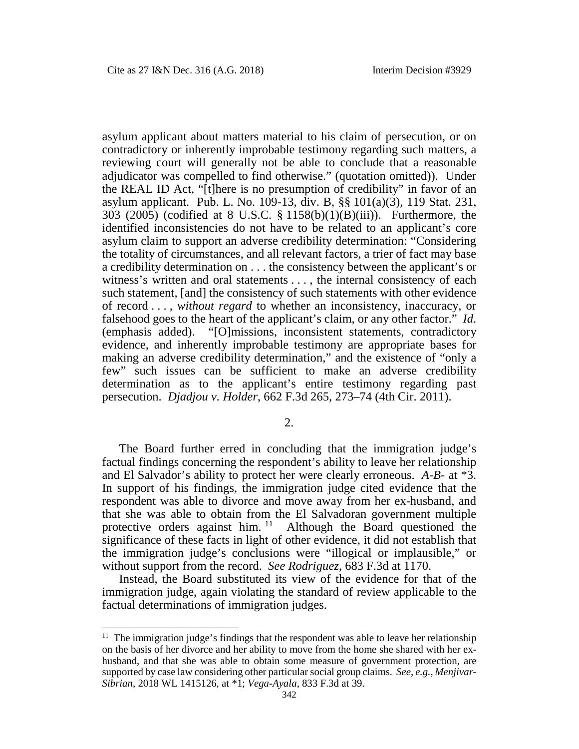asylum applicant about matters material to his claim of persecution, or on contradictory or inherently improbable testimony regarding such matters, a reviewing court will generally not be able to conclude that a reasonable adjudicator was compelled to find otherwise." (quotation omitted)). Under the REAL ID Act, "[t]here is no presumption of credibility" in favor of an asylum applicant. Pub. L. No. 109-13, div. B, §§ 101(a)(3), 119 Stat. 231, 303 (2005) (codified at 8 U.S.C. § 1158(b)(1)(B)(iii)). Furthermore, the identified inconsistencies do not have to be related to an applicant's core asylum claim to support an adverse credibility determination: "Considering the totality of circumstances, and all relevant factors, a trier of fact may base a credibility determination on . . . the consistency between the applicant's or witness's written and oral statements . . . , the internal consistency of each such statement, [and] the consistency of such statements with other evidence of record . . . , *without regard* to whether an inconsistency, inaccuracy, or falsehood goes to the heart of the applicant's claim, or any other factor." *Id*. (emphasis added). "[O]missions, inconsistent statements, contradictory evidence, and inherently improbable testimony are appropriate bases for making an adverse credibility determination," and the existence of "only a few" such issues can be sufficient to make an adverse credibility determination as to the applicant's entire testimony regarding past persecution. *Djadjou v. Holder*, 662 F.3d 265, 273–74 (4th Cir. 2011).

2.

The Board further erred in concluding that the immigration judge's factual findings concerning the respondent's ability to leave her relationship and El Salvador's ability to protect her were clearly erroneous. *A-B-* at \*3. In support of his findings, the immigration judge cited evidence that the respondent was able to divorce and move away from her ex-husband, and that she was able to obtain from the El Salvadoran government multiple protective orders against him.[11] Although the Board questioned the significance of these facts in light of other evidence, it did not establish that the immigration judge's conclusions were "illogical or implausible," or without support from the record. *See Rodriguez*, 683 F.3d at 1170.

Instead, the Board substituted its view of the evidence for that of the immigration judge, again violating the standard of review applicable to the factual determinations of immigration judges.

---

[11] The immigration judge's findings that the respondent was able to leave her relationship on the basis of her divorce and her ability to move from the home she shared with her ex-husband, and that she was able to obtain some measure of government protection, are supported by case law considering other particular social group claims. *See, e.g., Menjivar-Sibrian*, 2018 WL 1415126, at \*1; *Vega-Ayala*, 833 F.3d at 39.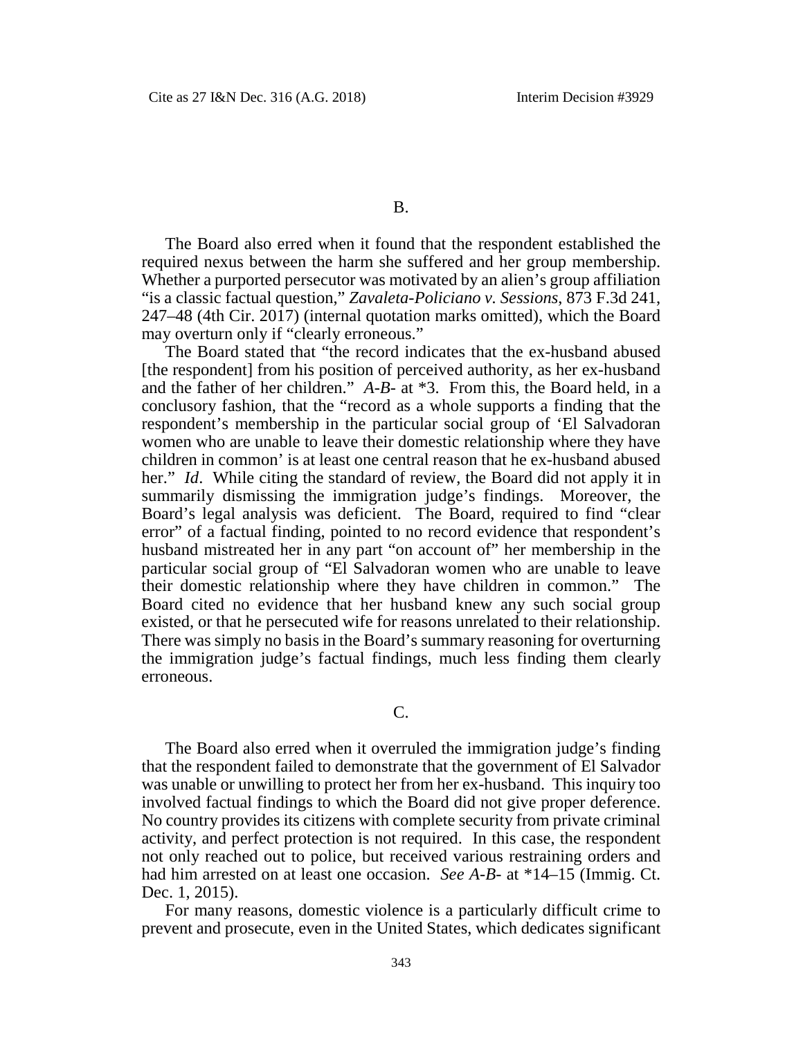### B.

The Board also erred when it found that the respondent established the required nexus between the harm she suffered and her group membership. Whether a purported persecutor was motivated by an alien's group affiliation "is a classic factual question," *Zavaleta-Policiano v. Sessions*, 873 F.3d 241, 247–48 (4th Cir. 2017) (internal quotation marks omitted), which the Board may overturn only if "clearly erroneous."

The Board stated that "the record indicates that the ex-husband abused [the respondent] from his position of perceived authority, as her ex-husband and the father of her children." *A-B-* at \*3. From this, the Board held, in a conclusory fashion, that the "record as a whole supports a finding that the respondent's membership in the particular social group of 'El Salvadoran women who are unable to leave their domestic relationship where they have children in common' is at least one central reason that he ex-husband abused her." *Id*. While citing the standard of review, the Board did not apply it in summarily dismissing the immigration judge's findings. Moreover, the Board's legal analysis was deficient. The Board, required to find "clear error" of a factual finding, pointed to no record evidence that respondent's husband mistreated her in any part "on account of" her membership in the particular social group of "El Salvadoran women who are unable to leave their domestic relationship where they have children in common." The Board cited no evidence that her husband knew any such social group existed, or that he persecuted wife for reasons unrelated to their relationship. There was simply no basis in the Board's summary reasoning for overturning the immigration judge's factual findings, much less finding them clearly erroneous.

### C.

The Board also erred when it overruled the immigration judge's finding that the respondent failed to demonstrate that the government of El Salvador was unable or unwilling to protect her from her ex-husband. This inquiry too involved factual findings to which the Board did not give proper deference. No country provides its citizens with complete security from private criminal activity, and perfect protection is not required. In this case, the respondent not only reached out to police, but received various restraining orders and had him arrested on at least one occasion. *See A-B-* at \*14–15 (Immig. Ct. Dec. 1, 2015).

For many reasons, domestic violence is a particularly difficult crime to prevent and prosecute, even in the United States, which dedicates significant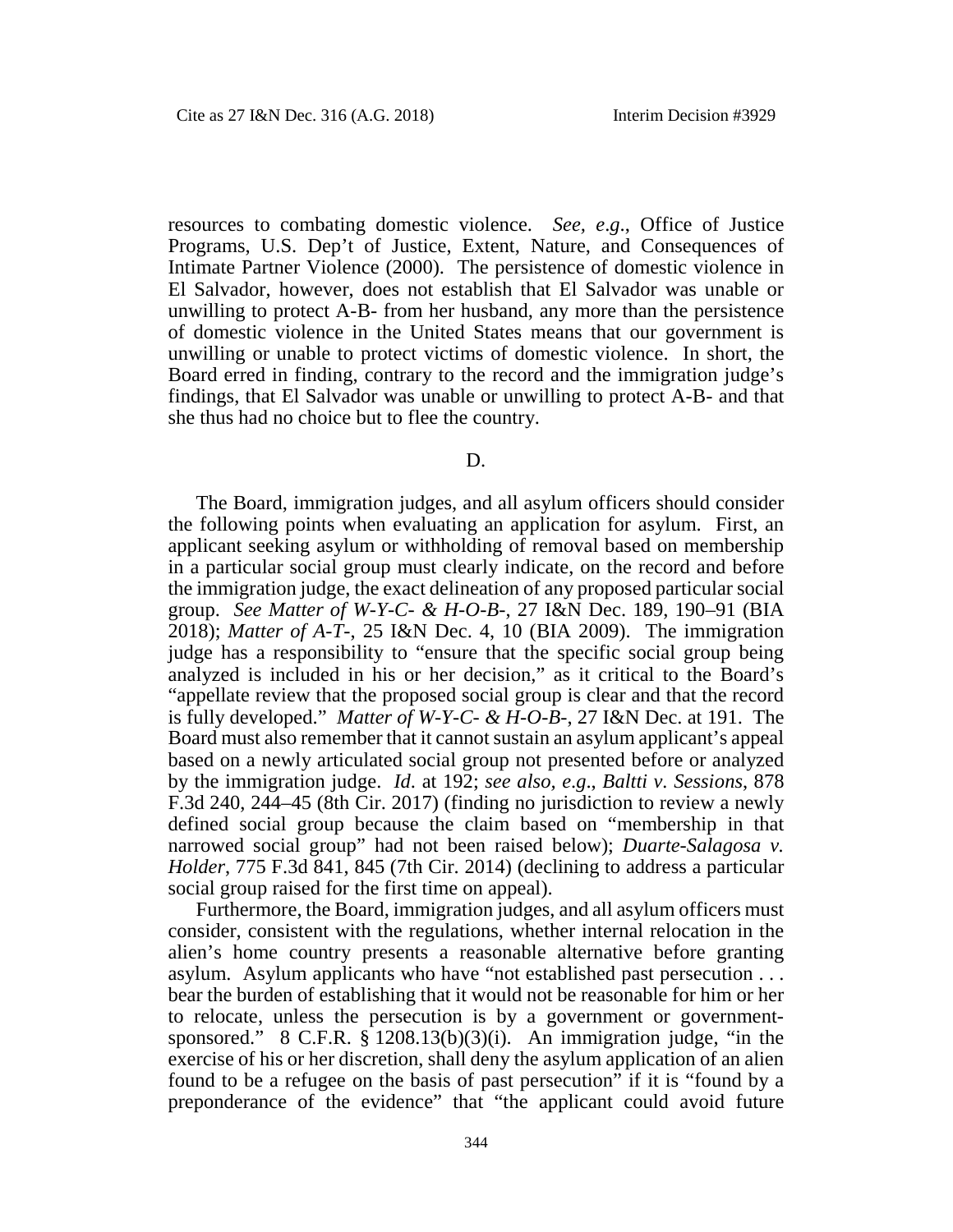resources to combating domestic violence. *See, e.g.*, Office of Justice Programs, U.S. Dep't of Justice, Extent, Nature, and Consequences of Intimate Partner Violence (2000). The persistence of domestic violence in El Salvador, however, does not establish that El Salvador was unable or unwilling to protect A-B- from her husband, any more than the persistence of domestic violence in the United States means that our government is unwilling or unable to protect victims of domestic violence. In short, the Board erred in finding, contrary to the record and the immigration judge's findings, that El Salvador was unable or unwilling to protect A-B- and that she thus had no choice but to flee the country.

D.

The Board, immigration judges, and all asylum officers should consider the following points when evaluating an application for asylum. First, an applicant seeking asylum or withholding of removal based on membership in a particular social group must clearly indicate, on the record and before the immigration judge, the exact delineation of any proposed particular social group. *See Matter of W-Y-C- & H-O-B-*, 27 I&N Dec. 189, 190–91 (BIA 2018); *Matter of A-T-*, 25 I&N Dec. 4, 10 (BIA 2009). The immigration judge has a responsibility to "ensure that the specific social group being analyzed is included in his or her decision," as it critical to the Board's "appellate review that the proposed social group is clear and that the record is fully developed." *Matter of W-Y-C- & H-O-B-*, 27 I&N Dec. at 191. The Board must also remember that it cannot sustain an asylum applicant's appeal based on a newly articulated social group not presented before or analyzed by the immigration judge. *Id*. at 192; *see also, e.g*., *Baltti v. Sessions*, 878 F.3d 240, 244–45 (8th Cir. 2017) (finding no jurisdiction to review a newly defined social group because the claim based on "membership in that narrowed social group" had not been raised below); *Duarte-Salagosa v. Holder*, 775 F.3d 841, 845 (7th Cir. 2014) (declining to address a particular social group raised for the first time on appeal).

Furthermore, the Board, immigration judges, and all asylum officers must consider, consistent with the regulations, whether internal relocation in the alien's home country presents a reasonable alternative before granting asylum. Asylum applicants who have "not established past persecution . . . bear the burden of establishing that it would not be reasonable for him or her to relocate, unless the persecution is by a government or government-sponsored." 8 C.F.R. § 1208.13(b)(3)(i). An immigration judge, "in the exercise of his or her discretion, shall deny the asylum application of an alien found to be a refugee on the basis of past persecution" if it is "found by a preponderance of the evidence" that "the applicant could avoid future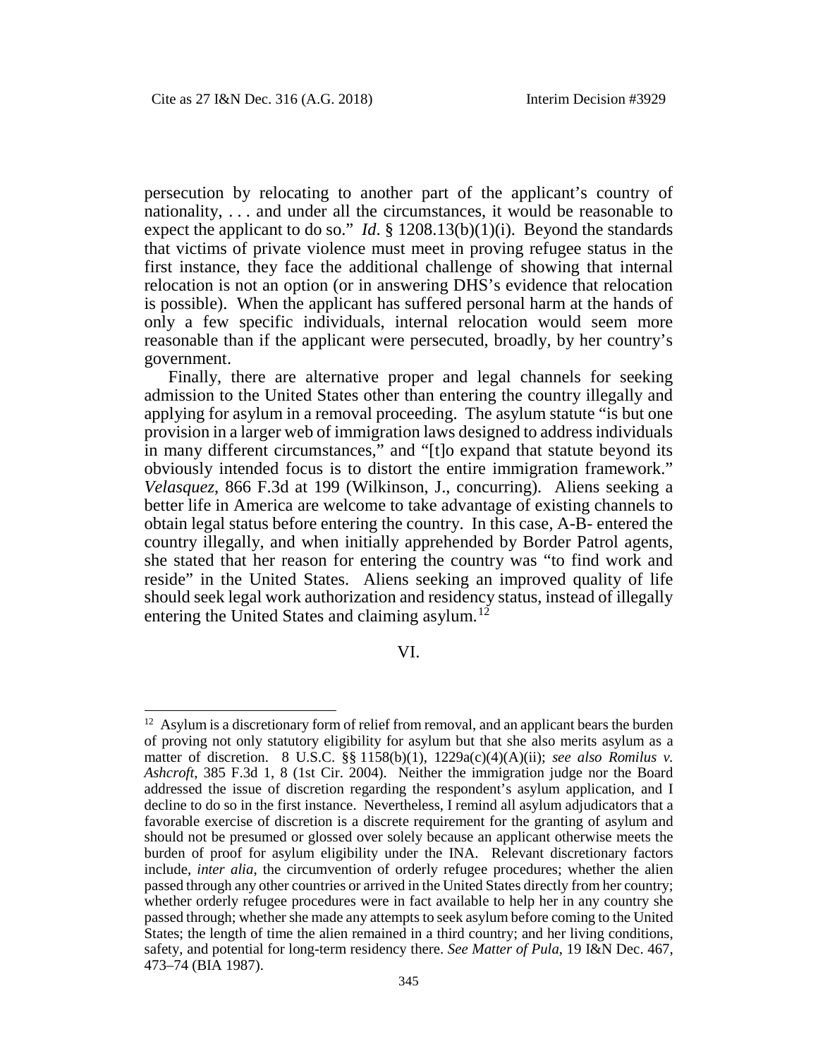persecution by relocating to another part of the applicant's country of nationality, . . . and under all the circumstances, it would be reasonable to expect the applicant to do so." *Id*. § 1208.13(b)(1)(i). Beyond the standards that victims of private violence must meet in proving refugee status in the first instance, they face the additional challenge of showing that internal relocation is not an option (or in answering DHS's evidence that relocation is possible). When the applicant has suffered personal harm at the hands of only a few specific individuals, internal relocation would seem more reasonable than if the applicant were persecuted, broadly, by her country's government.

Finally, there are alternative proper and legal channels for seeking admission to the United States other than entering the country illegally and applying for asylum in a removal proceeding. The asylum statute "is but one provision in a larger web of immigration laws designed to address individuals in many different circumstances," and "[t]o expand that statute beyond its obviously intended focus is to distort the entire immigration framework." *Velasquez*, 866 F.3d at 199 (Wilkinson, J., concurring). Aliens seeking a better life in America are welcome to take advantage of existing channels to obtain legal status before entering the country. In this case, A-B- entered the country illegally, and when initially apprehended by Border Patrol agents, she stated that her reason for entering the country was "to find work and reside" in the United States. Aliens seeking an improved quality of life should seek legal work authorization and residency status, instead of illegally entering the United States and claiming asylum.[12]

VI.

[12] Asylum is a discretionary form of relief from removal, and an applicant bears the burden of proving not only statutory eligibility for asylum but that she also merits asylum as a matter of discretion. 8 U.S.C. §§ 1158(b)(1), 1229a(c)(4)(A)(ii); *see also Romilus v. Ashcroft*, 385 F.3d 1, 8 (1st Cir. 2004). Neither the immigration judge nor the Board addressed the issue of discretion regarding the respondent's asylum application, and I decline to do so in the first instance. Nevertheless, I remind all asylum adjudicators that a favorable exercise of discretion is a discrete requirement for the granting of asylum and should not be presumed or glossed over solely because an applicant otherwise meets the burden of proof for asylum eligibility under the INA. Relevant discretionary factors include, *inter alia*, the circumvention of orderly refugee procedures; whether the alien passed through any other countries or arrived in the United States directly from her country; whether orderly refugee procedures were in fact available to help her in any country she passed through; whether she made any attempts to seek asylum before coming to the United States; the length of time the alien remained in a third country; and her living conditions, safety, and potential for long-term residency there. *See Matter of Pula*, 19 I&N Dec. 467, 473–74 (BIA 1987).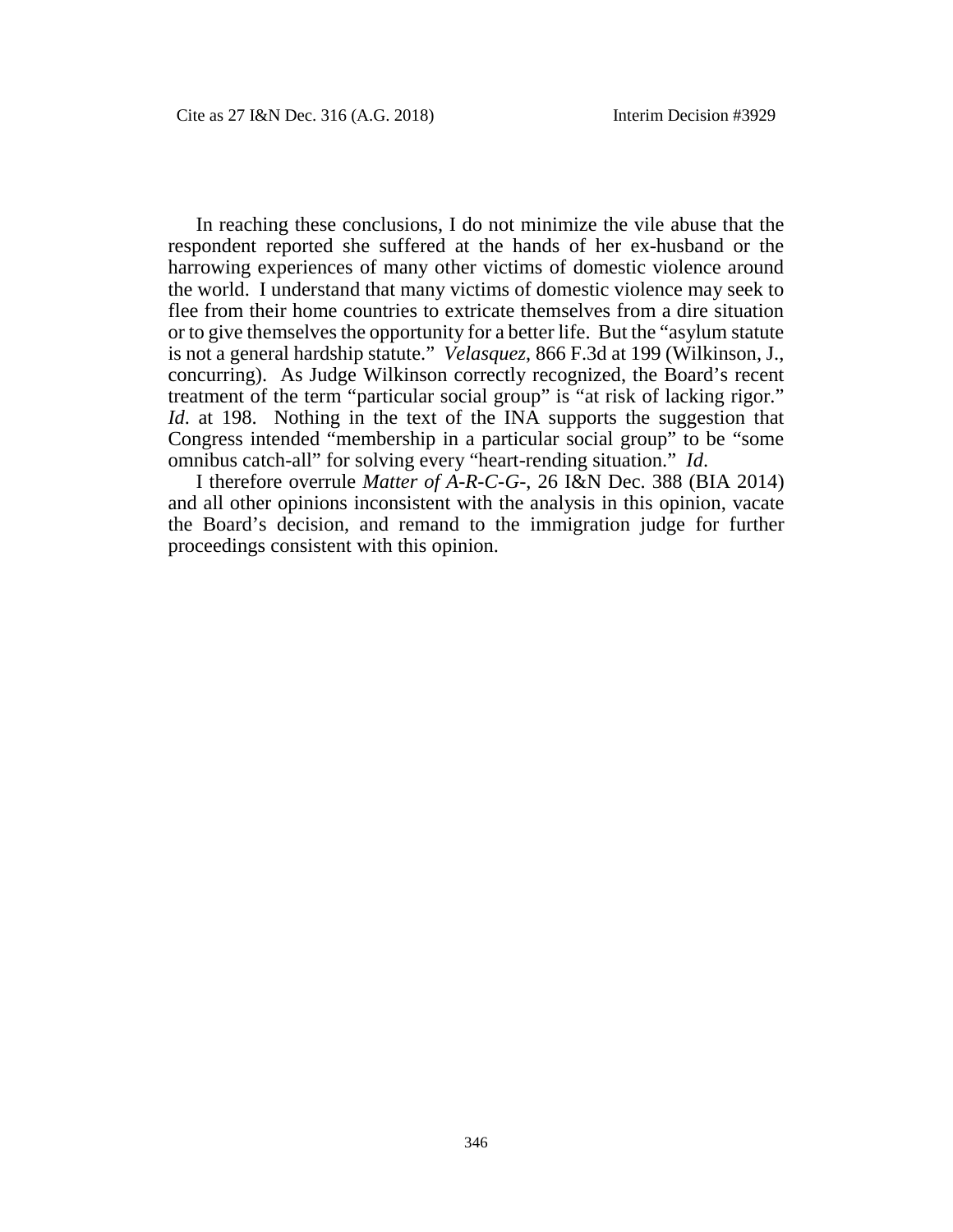In reaching these conclusions, I do not minimize the vile abuse that the respondent reported she suffered at the hands of her ex-husband or the harrowing experiences of many other victims of domestic violence around the world. I understand that many victims of domestic violence may seek to flee from their home countries to extricate themselves from a dire situation or to give themselves the opportunity for a better life. But the "asylum statute is not a general hardship statute." *Velasquez*, 866 F.3d at 199 (Wilkinson, J., concurring). As Judge Wilkinson correctly recognized, the Board's recent treatment of the term "particular social group" is "at risk of lacking rigor." *Id.* at 198. Nothing in the text of the INA supports the suggestion that Congress intended "membership in a particular social group" to be "some omnibus catch-all" for solving every "heart-rending situation." *Id.*

I therefore overrule *Matter of A-R-C-G-*, 26 I&N Dec. 388 (BIA 2014) and all other opinions inconsistent with the analysis in this opinion, vacate the Board's decision, and remand to the immigration judge for further proceedings consistent with this opinion.